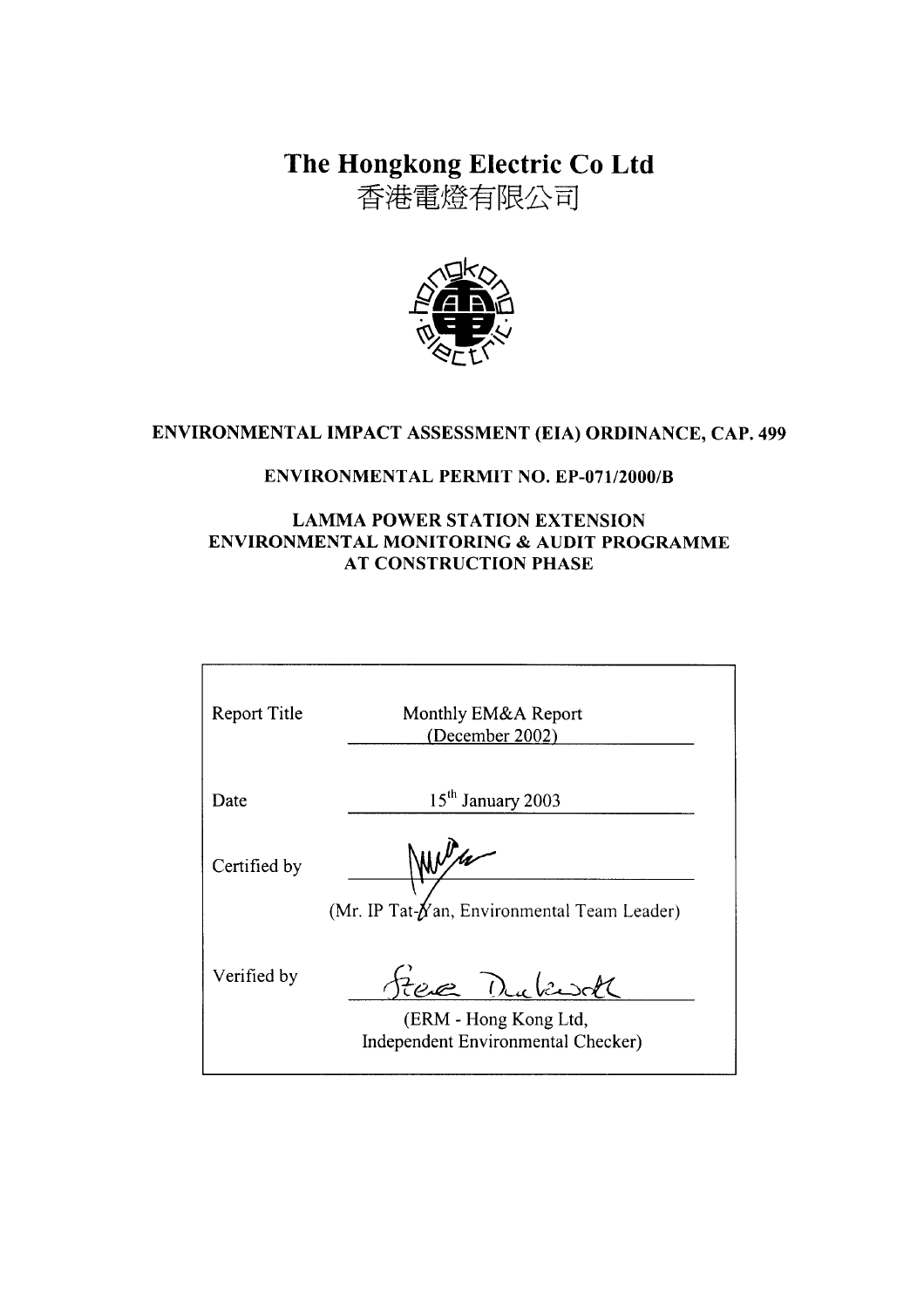# The Hongkong Electric Co Ltd

# 香港電燈有限公司

**ENVIRONMENTAL IMPACT ASSESSMENT (EIA) ORDINANCE, CAP. 499**

**ENVIRONMENTAL PERMIT NO. EP-071/2000/B**

**LAMMA POWER STATION EXTENSION**
**ENVIRONMENTAL MONITORING & AUDIT PROGRAMME**
**AT CONSTRUCTION PHASE**

| | |
|---|---|
| Report Title | Monthly EM&A Report (December 2002) |
| Date | 15th January 2003 |
| Certified by | (Mr. IP Tat-Yan, Environmental Team Leader) |
| Verified by | (ERM - Hong Kong Ltd, Independent Environmental Checker) |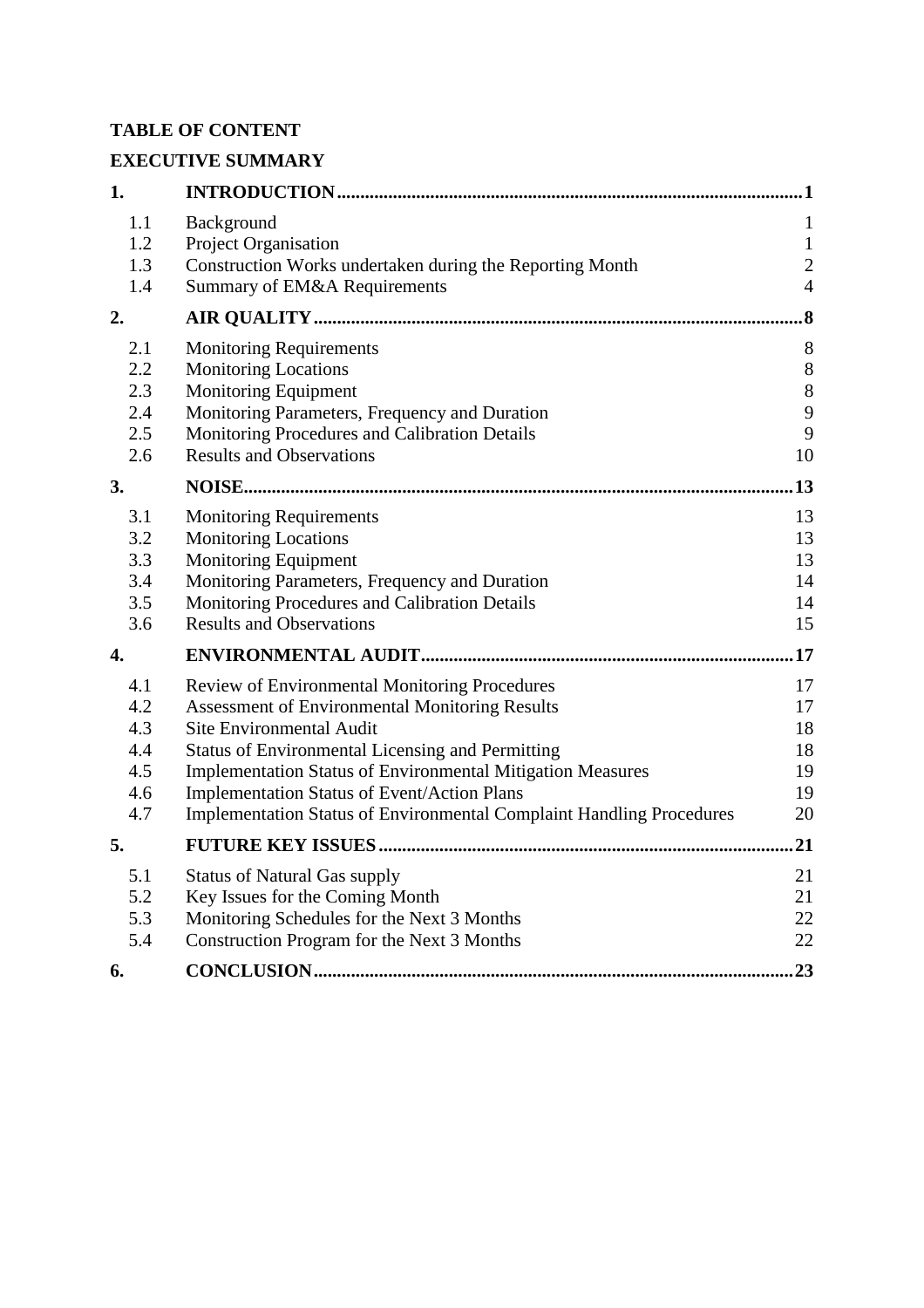**TABLE OF CONTENT**

**EXECUTIVE SUMMARY**

| | | |
|---|---|---|
| **1.** | **INTRODUCTION** | **1** |
| 1.1 | Background | 1 |
| 1.2 | Project Organisation | 1 |
| 1.3 | Construction Works undertaken during the Reporting Month | 2 |
| 1.4 | Summary of EM&A Requirements | 4 |
| **2.** | **AIR QUALITY** | **8** |
| 2.1 | Monitoring Requirements | 8 |
| 2.2 | Monitoring Locations | 8 |
| 2.3 | Monitoring Equipment | 8 |
| 2.4 | Monitoring Parameters, Frequency and Duration | 9 |
| 2.5 | Monitoring Procedures and Calibration Details | 9 |
| 2.6 | Results and Observations | 10 |
| **3.** | **NOISE** | **13** |
| 3.1 | Monitoring Requirements | 13 |
| 3.2 | Monitoring Locations | 13 |
| 3.3 | Monitoring Equipment | 13 |
| 3.4 | Monitoring Parameters, Frequency and Duration | 14 |
| 3.5 | Monitoring Procedures and Calibration Details | 14 |
| 3.6 | Results and Observations | 15 |
| **4.** | **ENVIRONMENTAL AUDIT** | **17** |
| 4.1 | Review of Environmental Monitoring Procedures | 17 |
| 4.2 | Assessment of Environmental Monitoring Results | 17 |
| 4.3 | Site Environmental Audit | 18 |
| 4.4 | Status of Environmental Licensing and Permitting | 18 |
| 4.5 | Implementation Status of Environmental Mitigation Measures | 19 |
| 4.6 | Implementation Status of Event/Action Plans | 19 |
| 4.7 | Implementation Status of Environmental Complaint Handling Procedures | 20 |
| **5.** | **FUTURE KEY ISSUES** | **21** |
| 5.1 | Status of Natural Gas supply | 21 |
| 5.2 | Key Issues for the Coming Month | 21 |
| 5.3 | Monitoring Schedules for the Next 3 Months | 22 |
| 5.4 | Construction Program for the Next 3 Months | 22 |
| **6.** | **CONCLUSION** | **23** |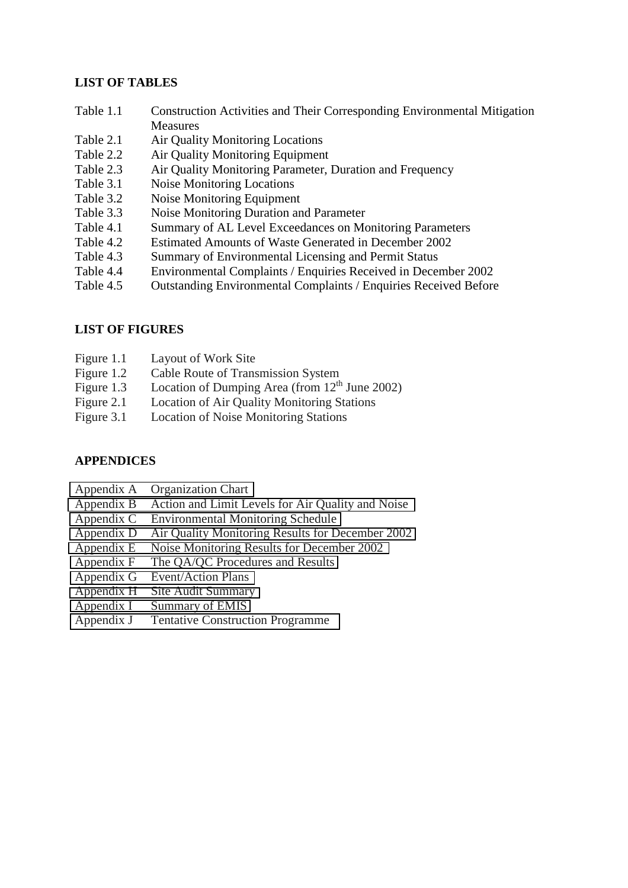**LIST OF TABLES**

| | |
|---|---|
| Table 1.1 | Construction Activities and Their Corresponding Environmental Mitigation Measures |
| Table 2.1 | Air Quality Monitoring Locations |
| Table 2.2 | Air Quality Monitoring Equipment |
| Table 2.3 | Air Quality Monitoring Parameter, Duration and Frequency |
| Table 3.1 | Noise Monitoring Locations |
| Table 3.2 | Noise Monitoring Equipment |
| Table 3.3 | Noise Monitoring Duration and Parameter |
| Table 4.1 | Summary of AL Level Exceedances on Monitoring Parameters |
| Table 4.2 | Estimated Amounts of Waste Generated in December 2002 |
| Table 4.3 | Summary of Environmental Licensing and Permit Status |
| Table 4.4 | Environmental Complaints / Enquiries Received in December 2002 |
| Table 4.5 | Outstanding Environmental Complaints / Enquiries Received Before |

**LIST OF FIGURES**

| | |
|---|---|
| Figure 1.1 | Layout of Work Site |
| Figure 1.2 | Cable Route of Transmission System |
| Figure 1.3 | Location of Dumping Area (from 12th June 2002) |
| Figure 2.1 | Location of Air Quality Monitoring Stations |
| Figure 3.1 | Location of Noise Monitoring Stations |

**APPENDICES**

| | |
|---|---|
| Appendix A | Organization Chart |
| Appendix B | Action and Limit Levels for Air Quality and Noise |
| Appendix C | Environmental Monitoring Schedule |
| Appendix D | Air Quality Monitoring Results for December 2002 |
| Appendix E | Noise Monitoring Results for December 2002 |
| Appendix F | The QA/QC Procedures and Results |
| Appendix G | Event/Action Plans |
| Appendix H | Site Audit Summary |
| Appendix I | Summary of EMIS |
| Appendix J | Tentative Construction Programme |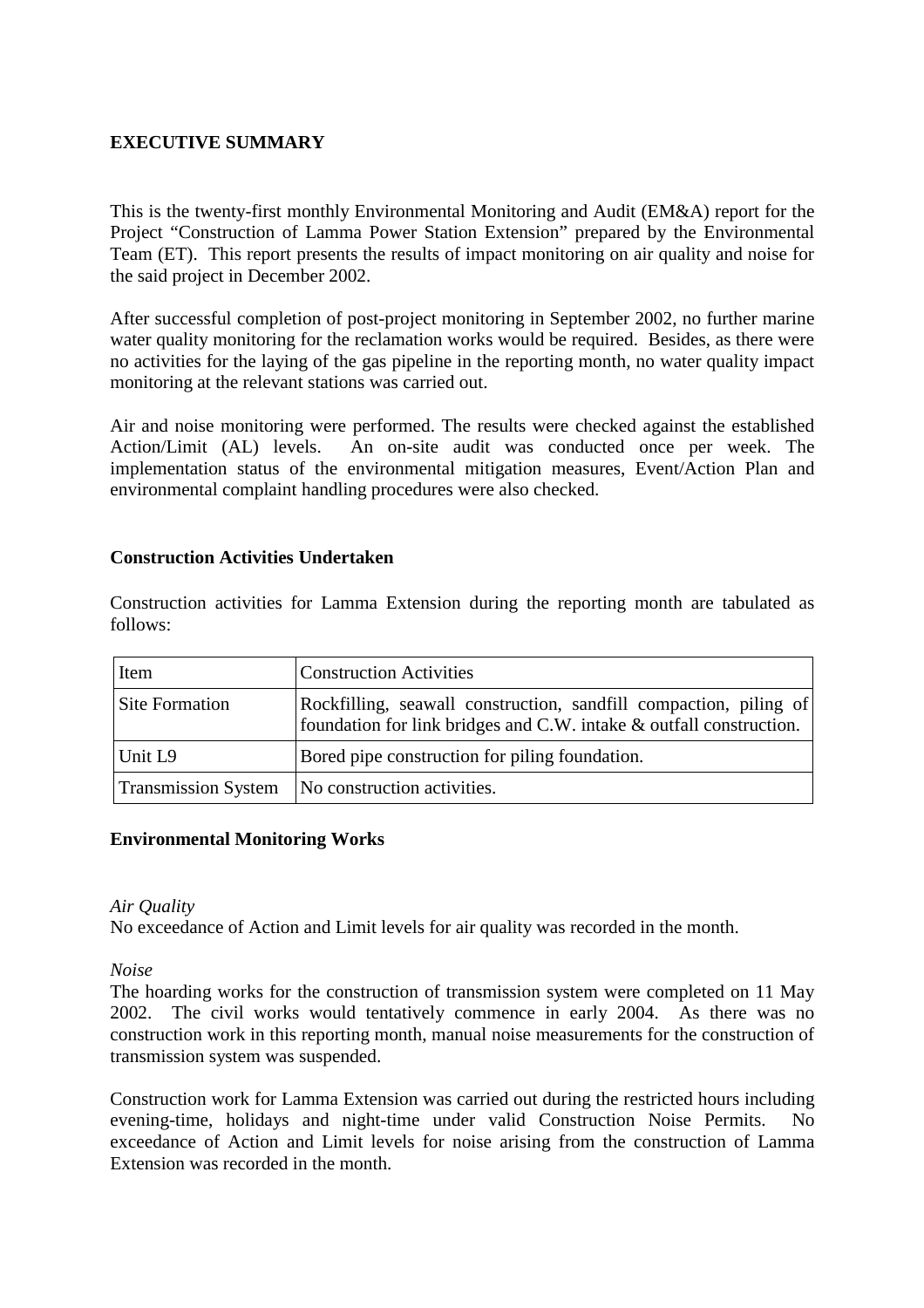## EXECUTIVE SUMMARY

This is the twenty-first monthly Environmental Monitoring and Audit (EM&A) report for the Project "Construction of Lamma Power Station Extension" prepared by the Environmental Team (ET). This report presents the results of impact monitoring on air quality and noise for the said project in December 2002.

After successful completion of post-project monitoring in September 2002, no further marine water quality monitoring for the reclamation works would be required. Besides, as there were no activities for the laying of the gas pipeline in the reporting month, no water quality impact monitoring at the relevant stations was carried out.

Air and noise monitoring were performed. The results were checked against the established Action/Limit (AL) levels. An on-site audit was conducted once per week. The implementation status of the environmental mitigation measures, Event/Action Plan and environmental complaint handling procedures were also checked.

### Construction Activities Undertaken

Construction activities for Lamma Extension during the reporting month are tabulated as follows:

| Item | Construction Activities |
|---|---|
| Site Formation | Rockfilling, seawall construction, sandfill compaction, piling of foundation for link bridges and C.W. intake & outfall construction. |
| Unit L9 | Bored pipe construction for piling foundation. |
| Transmission System | No construction activities. |

### Environmental Monitoring Works

*Air Quality*

No exceedance of Action and Limit levels for air quality was recorded in the month.

*Noise*

The hoarding works for the construction of transmission system were completed on 11 May 2002. The civil works would tentatively commence in early 2004. As there was no construction work in this reporting month, manual noise measurements for the construction of transmission system was suspended.

Construction work for Lamma Extension was carried out during the restricted hours including evening-time, holidays and night-time under valid Construction Noise Permits. No exceedance of Action and Limit levels for noise arising from the construction of Lamma Extension was recorded in the month.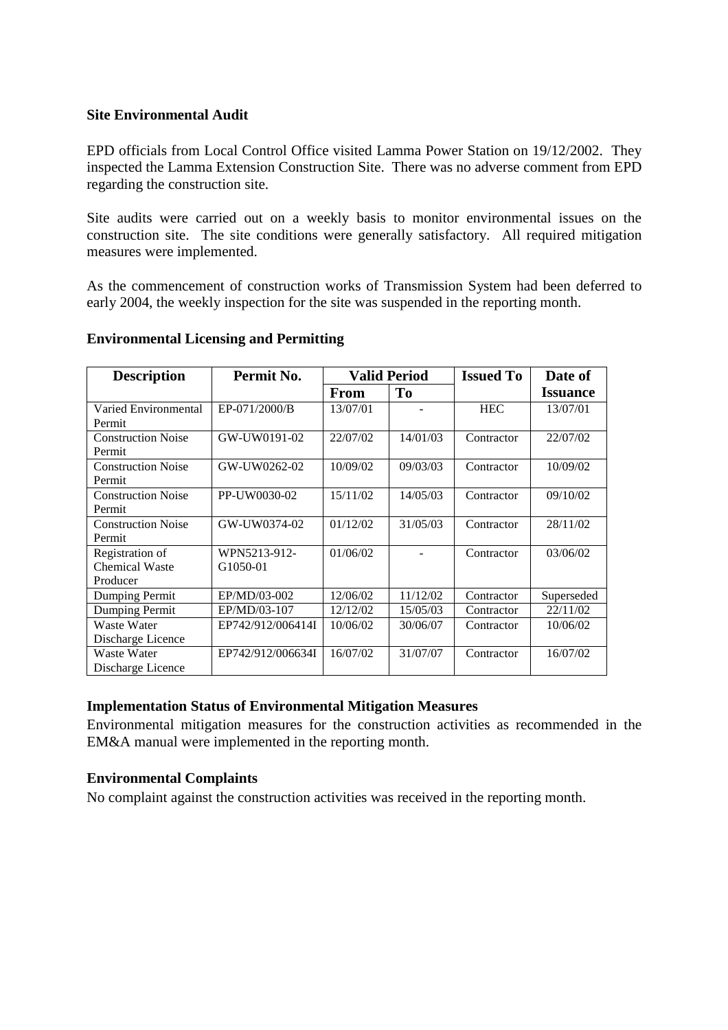**Site Environmental Audit**

EPD officials from Local Control Office visited Lamma Power Station on 19/12/2002. They inspected the Lamma Extension Construction Site. There was no adverse comment from EPD regarding the construction site.

Site audits were carried out on a weekly basis to monitor environmental issues on the construction site. The site conditions were generally satisfactory. All required mitigation measures were implemented.

As the commencement of construction works of Transmission System had been deferred to early 2004, the weekly inspection for the site was suspended in the reporting month.

**Environmental Licensing and Permitting**

| Description | Permit No. | Valid Period | | Issued To | Date of |
|---|---|---|---|---|---|
| | | From | To | | Issuance |
| Varied Environmental Permit | EP-071/2000/B | 13/07/01 | - | HEC | 13/07/01 |
| Construction Noise Permit | GW-UW0191-02 | 22/07/02 | 14/01/03 | Contractor | 22/07/02 |
| Construction Noise Permit | GW-UW0262-02 | 10/09/02 | 09/03/03 | Contractor | 10/09/02 |
| Construction Noise Permit | PP-UW0030-02 | 15/11/02 | 14/05/03 | Contractor | 09/10/02 |
| Construction Noise Permit | GW-UW0374-02 | 01/12/02 | 31/05/03 | Contractor | 28/11/02 |
| Registration of Chemical Waste Producer | WPN5213-912-G1050-01 | 01/06/02 | - | Contractor | 03/06/02 |
| Dumping Permit | EP/MD/03-002 | 12/06/02 | 11/12/02 | Contractor | Superseded |
| Dumping Permit | EP/MD/03-107 | 12/12/02 | 15/05/03 | Contractor | 22/11/02 |
| Waste Water Discharge Licence | EP742/912/006414I | 10/06/02 | 30/06/07 | Contractor | 10/06/02 |
| Waste Water Discharge Licence | EP742/912/006634I | 16/07/02 | 31/07/07 | Contractor | 16/07/02 |

**Implementation Status of Environmental Mitigation Measures**

Environmental mitigation measures for the construction activities as recommended in the EM&A manual were implemented in the reporting month.

**Environmental Complaints**

No complaint against the construction activities was received in the reporting month.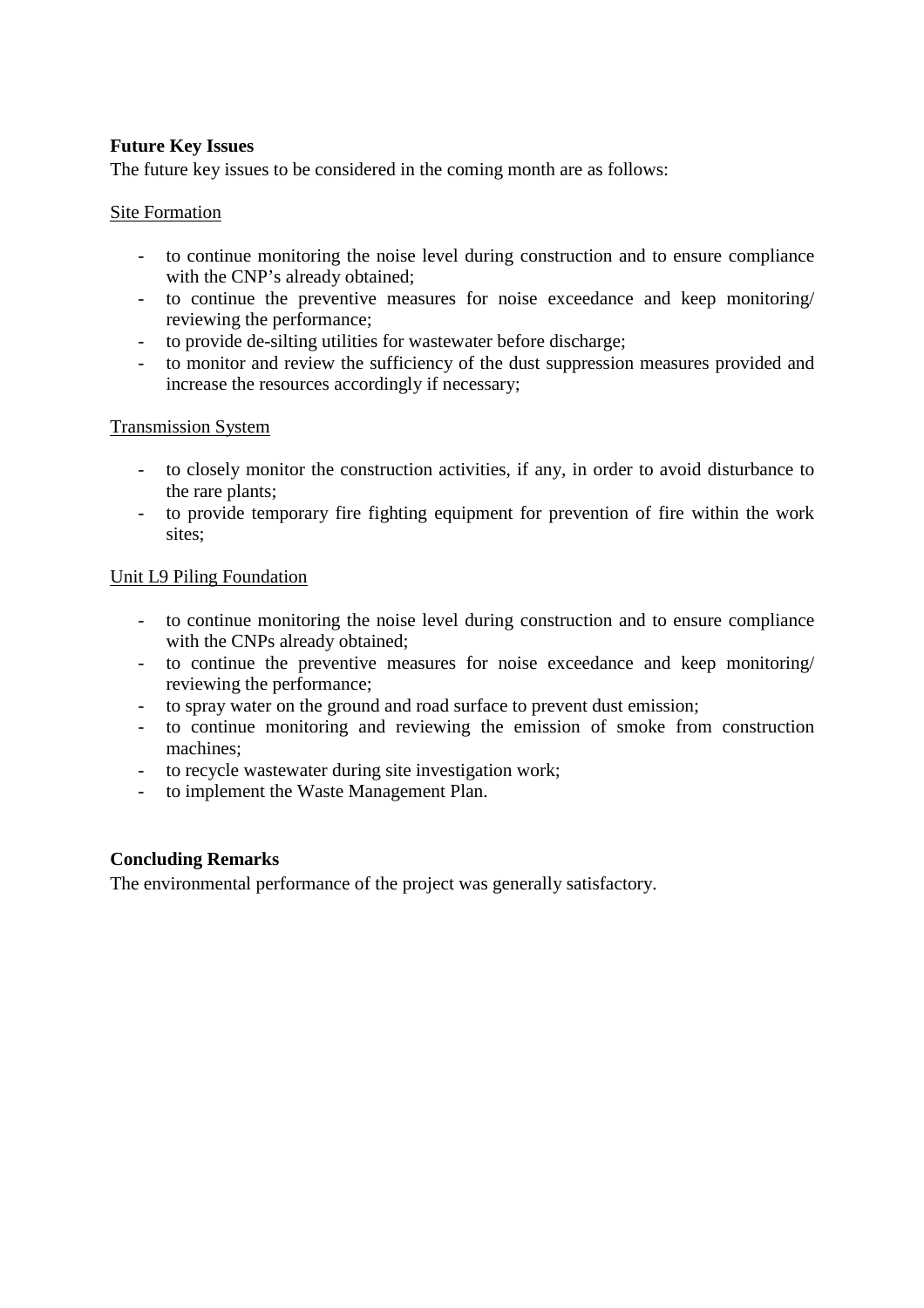**Future Key Issues**

The future key issues to be considered in the coming month are as follows:

Site Formation

- to continue monitoring the noise level during construction and to ensure compliance with the CNP's already obtained;
- to continue the preventive measures for noise exceedance and keep monitoring/ reviewing the performance;
- to provide de-silting utilities for wastewater before discharge;
- to monitor and review the sufficiency of the dust suppression measures provided and increase the resources accordingly if necessary;

Transmission System

- to closely monitor the construction activities, if any, in order to avoid disturbance to the rare plants;
- to provide temporary fire fighting equipment for prevention of fire within the work sites;

Unit L9 Piling Foundation

- to continue monitoring the noise level during construction and to ensure compliance with the CNPs already obtained;
- to continue the preventive measures for noise exceedance and keep monitoring/ reviewing the performance;
- to spray water on the ground and road surface to prevent dust emission;
- to continue monitoring and reviewing the emission of smoke from construction machines;
- to recycle wastewater during site investigation work;
- to implement the Waste Management Plan.

**Concluding Remarks**

The environmental performance of the project was generally satisfactory.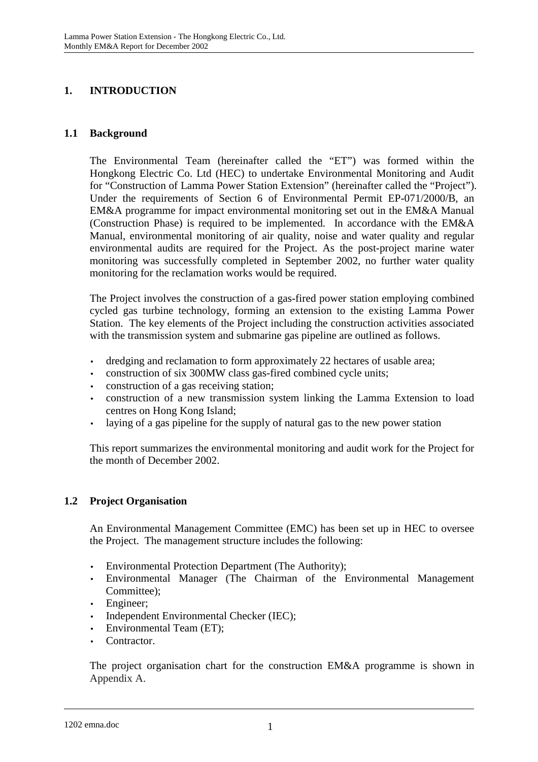# 1. INTRODUCTION

## 1.1 Background

The Environmental Team (hereinafter called the "ET") was formed within the Hongkong Electric Co. Ltd (HEC) to undertake Environmental Monitoring and Audit for "Construction of Lamma Power Station Extension" (hereinafter called the "Project"). Under the requirements of Section 6 of Environmental Permit EP-071/2000/B, an EM&A programme for impact environmental monitoring set out in the EM&A Manual (Construction Phase) is required to be implemented. In accordance with the EM&A Manual, environmental monitoring of air quality, noise and water quality and regular environmental audits are required for the Project. As the post-project marine water monitoring was successfully completed in September 2002, no further water quality monitoring for the reclamation works would be required.

The Project involves the construction of a gas-fired power station employing combined cycled gas turbine technology, forming an extension to the existing Lamma Power Station. The key elements of the Project including the construction activities associated with the transmission system and submarine gas pipeline are outlined as follows.

- dredging and reclamation to form approximately 22 hectares of usable area;
- construction of six 300MW class gas-fired combined cycle units;
- construction of a gas receiving station;
- construction of a new transmission system linking the Lamma Extension to load centres on Hong Kong Island;
- laying of a gas pipeline for the supply of natural gas to the new power station

This report summarizes the environmental monitoring and audit work for the Project for the month of December 2002.

## 1.2 Project Organisation

An Environmental Management Committee (EMC) has been set up in HEC to oversee the Project. The management structure includes the following:

- Environmental Protection Department (The Authority);
- Environmental Manager (The Chairman of the Environmental Management Committee);
- Engineer;
- Independent Environmental Checker (IEC);
- Environmental Team (ET);
- Contractor.

The project organisation chart for the construction EM&A programme is shown in Appendix A.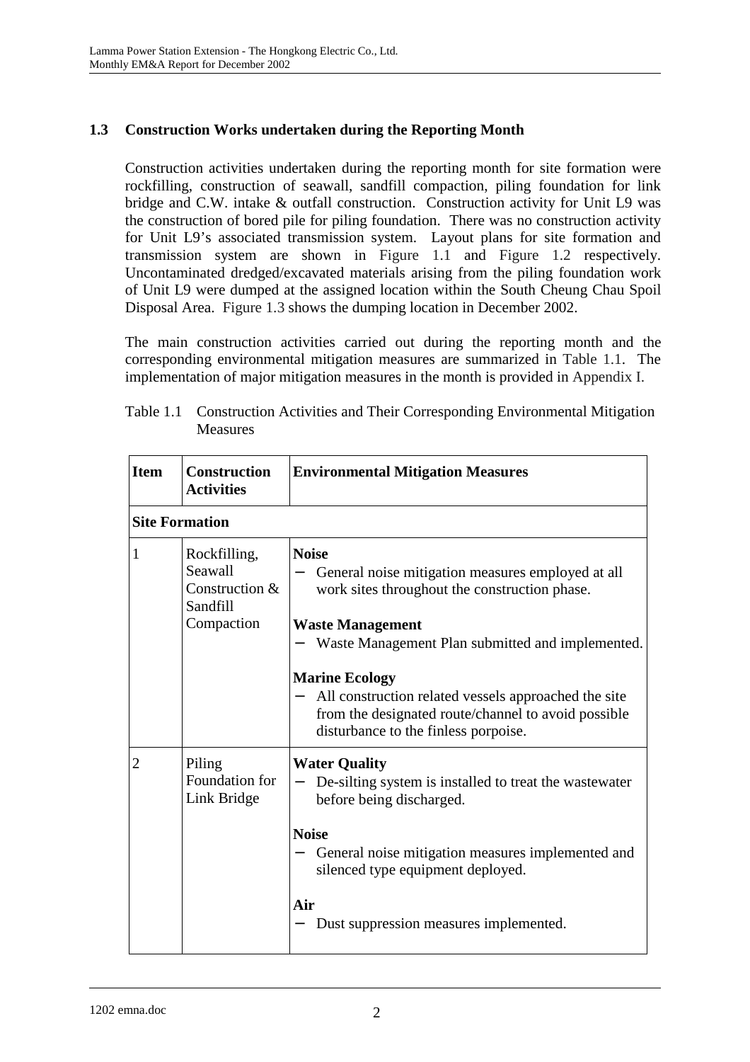## 1.3 Construction Works undertaken during the Reporting Month

Construction activities undertaken during the reporting month for site formation were rockfilling, construction of seawall, sandfill compaction, piling foundation for link bridge and C.W. intake & outfall construction. Construction activity for Unit L9 was the construction of bored pile for piling foundation. There was no construction activity for Unit L9's associated transmission system. Layout plans for site formation and transmission system are shown in Figure 1.1 and Figure 1.2 respectively. Uncontaminated dredged/excavated materials arising from the piling foundation work of Unit L9 were dumped at the assigned location within the South Cheung Chau Spoil Disposal Area. Figure 1.3 shows the dumping location in December 2002.

The main construction activities carried out during the reporting month and the corresponding environmental mitigation measures are summarized in Table 1.1. The implementation of major mitigation measures in the month is provided in Appendix I.

Table 1.1 Construction Activities and Their Corresponding Environmental Mitigation Measures

| Item | Construction Activities | Environmental Mitigation Measures |
|---|---|---|
| **Site Formation** | | |
| 1 | Rockfilling, Seawall Construction & Sandfill Compaction | **Noise**<br>– General noise mitigation measures employed at all work sites throughout the construction phase.<br><br>**Waste Management**<br>– Waste Management Plan submitted and implemented.<br><br>**Marine Ecology**<br>– All construction related vessels approached the site from the designated route/channel to avoid possible disturbance to the finless porpoise. |
| 2 | Piling Foundation for Link Bridge | **Water Quality**<br>– De-silting system is installed to treat the wastewater before being discharged.<br><br>**Noise**<br>– General noise mitigation measures implemented and silenced type equipment deployed.<br><br>**Air**<br>– Dust suppression measures implemented. |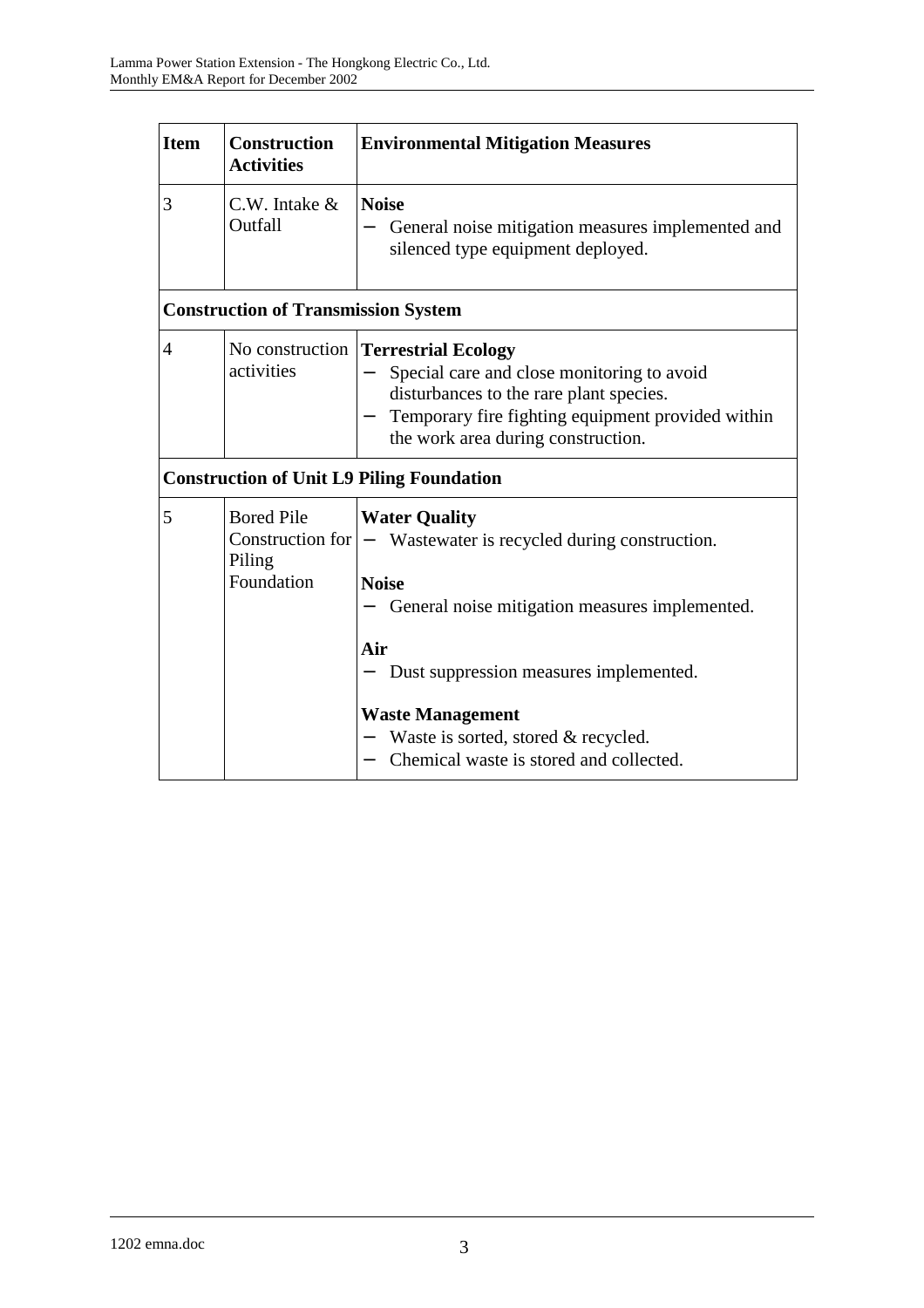| Item | Construction Activities | Environmental Mitigation Measures |
|---|---|---|
| 3 | C.W. Intake & Outfall | **Noise**<br>– General noise mitigation measures implemented and silenced type equipment deployed. |
| **Construction of Transmission System** | | |
| 4 | No construction activities | **Terrestrial Ecology**<br>– Special care and close monitoring to avoid disturbances to the rare plant species.<br>– Temporary fire fighting equipment provided within the work area during construction. |
| **Construction of Unit L9 Piling Foundation** | | |
| 5 | Bored Pile Construction for Piling Foundation | **Water Quality**<br>– Wastewater is recycled during construction.<br><br>**Noise**<br>– General noise mitigation measures implemented.<br><br>**Air**<br>– Dust suppression measures implemented.<br><br>**Waste Management**<br>– Waste is sorted, stored & recycled.<br>– Chemical waste is stored and collected. |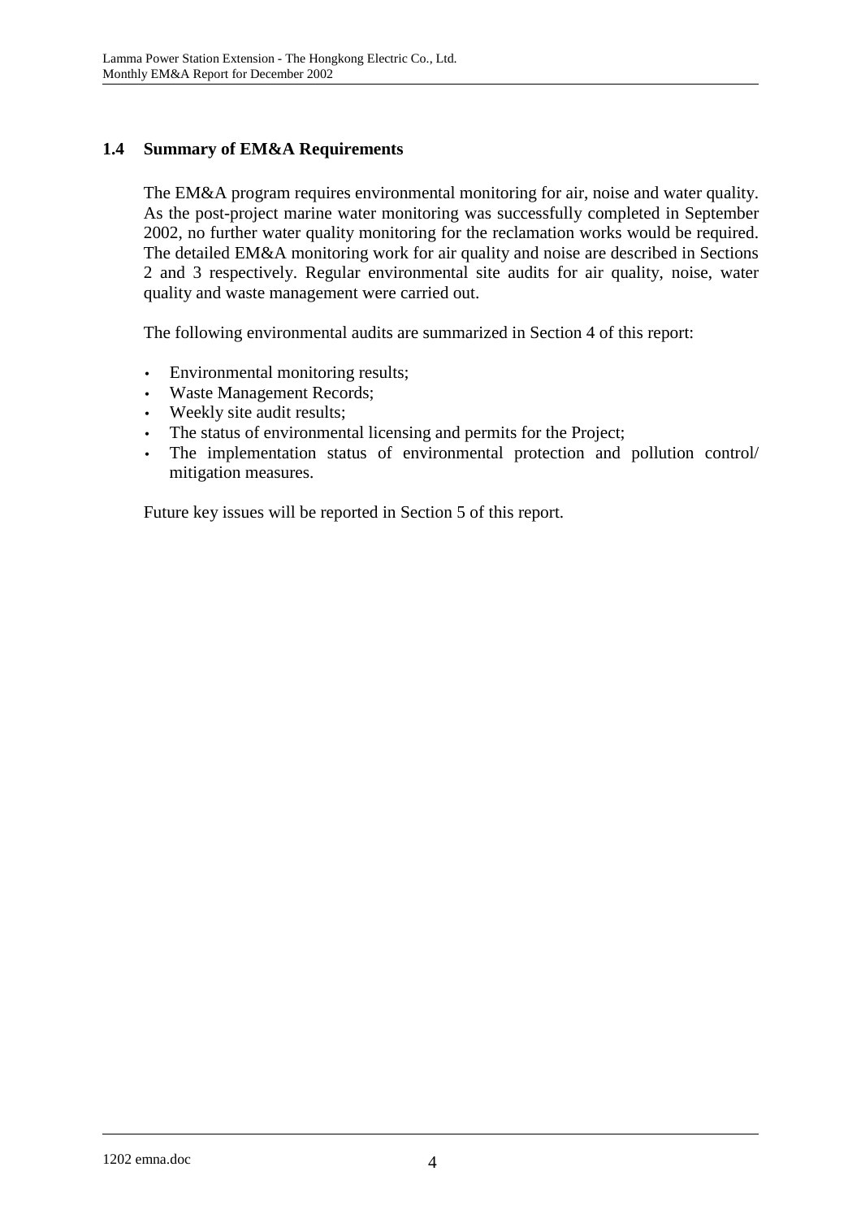## 1.4 Summary of EM&A Requirements

The EM&A program requires environmental monitoring for air, noise and water quality. As the post-project marine water monitoring was successfully completed in September 2002, no further water quality monitoring for the reclamation works would be required. The detailed EM&A monitoring work for air quality and noise are described in Sections 2 and 3 respectively. Regular environmental site audits for air quality, noise, water quality and waste management were carried out.

The following environmental audits are summarized in Section 4 of this report:

- Environmental monitoring results;
- Waste Management Records;
- Weekly site audit results;
- The status of environmental licensing and permits for the Project;
- The implementation status of environmental protection and pollution control/ mitigation measures.

Future key issues will be reported in Section 5 of this report.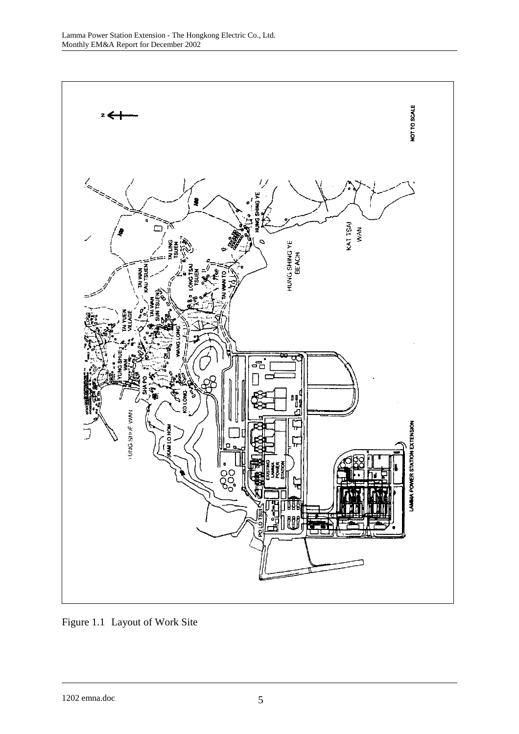N

NOT TO SCALE

HUNG SHING YE

KAT TSAI WAN

HUNG SHING YE BEACH

TAI LING TSUEN

TAI WAN KAU TSUEN

LONG TSAI TSUEN

TAI WAN TO

TAI WAN SUN TSUEN

TAI YUEN VILLAGE

WANG LONG

YUNG SHUE WAN

SHA PO

KO LONG

YUNG SHUE WAN

KAM LO HOM

EXISTING LAMMA POWER STATION

PO LO TSUI

LAMMA POWER STATION EXTENSION

Figure 1.1 Layout of Work Site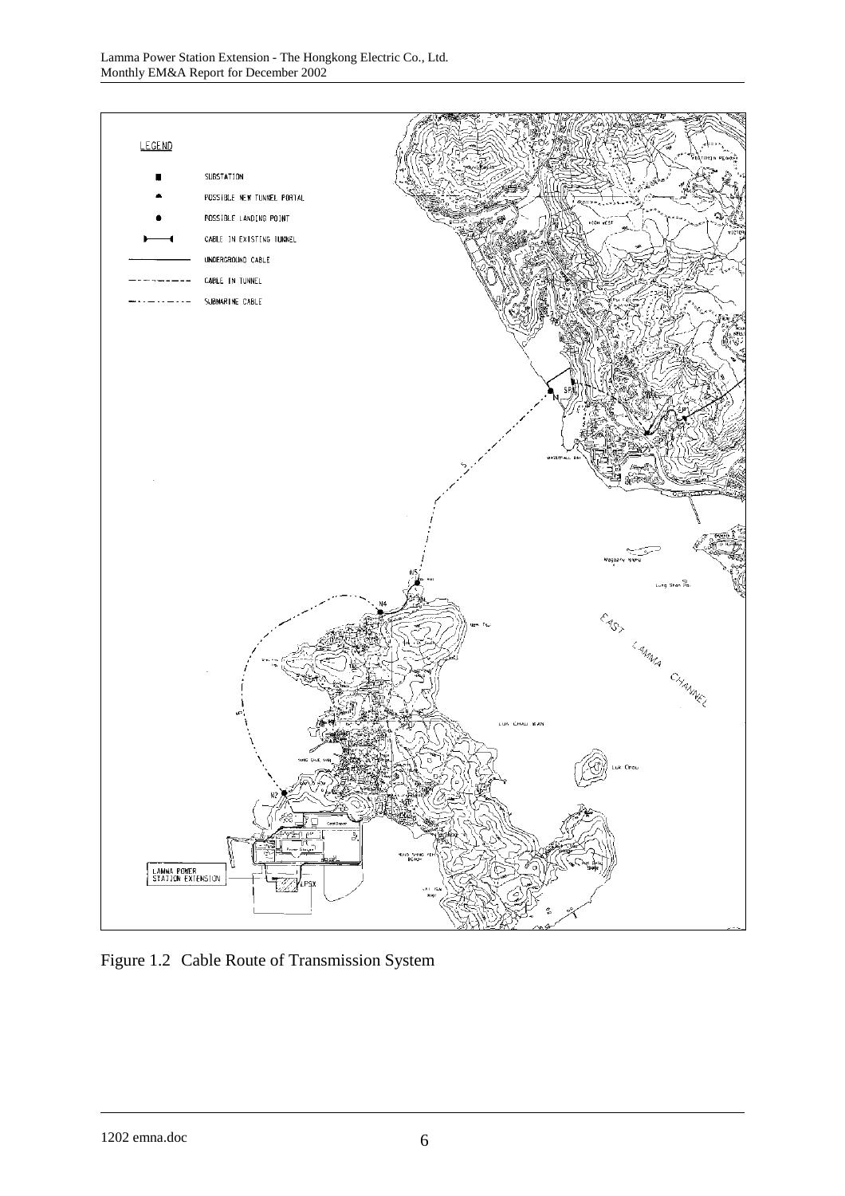LEGEND

SUBSTATION

POSSIBLE NEW TUNNEL PORTAL

POSSIBLE LANDING POINT

CABLE IN EXISTING TUNNEL

UNDERGROUND CABLE

CABLE IN TUNNEL

SUBMARINE CABLE

SPK

N

S

WATERFALL BAY

N5

N4

N2

EAST LAMMA CHANNEL

LUK CHAU WAN

Luk Chau

Magazine Island

Lung Shan Pai

HIGH WEST

LAMMA POWER STATION EXTENSION

LPSX

Figure 1.2 Cable Route of Transmission System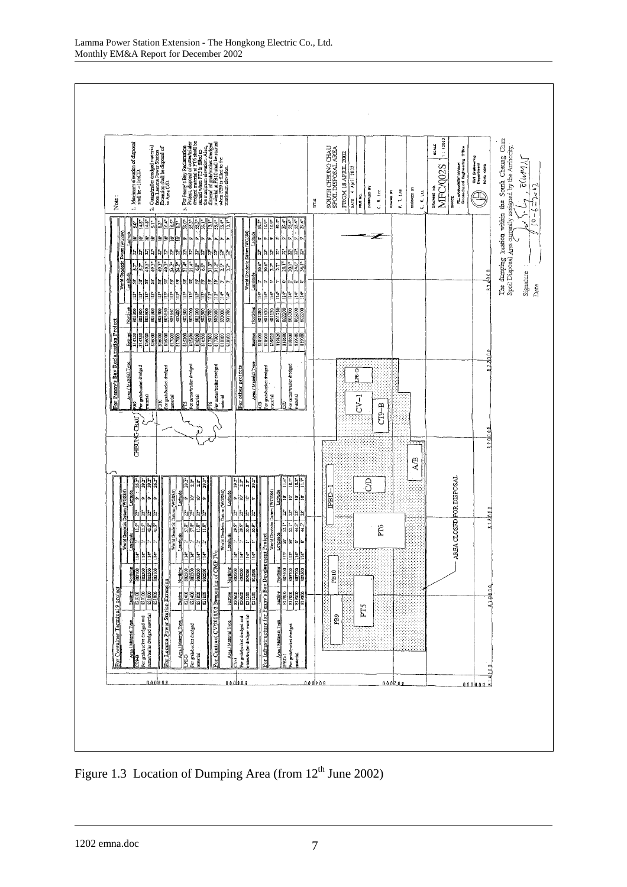Figure 1.3 Location of Dumping Area (from 12th June 2002)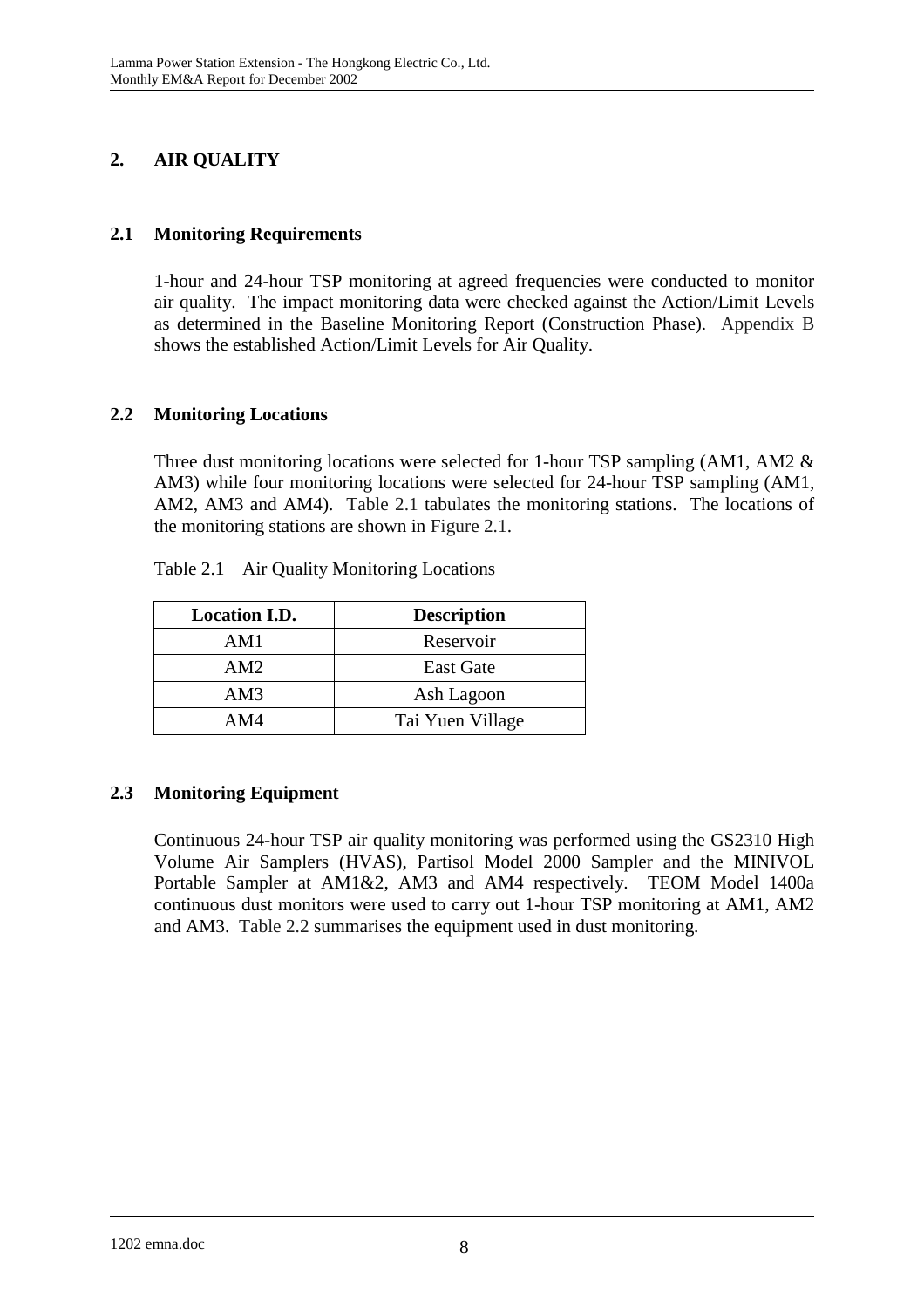## 2. AIR QUALITY

### 2.1 Monitoring Requirements

1-hour and 24-hour TSP monitoring at agreed frequencies were conducted to monitor air quality. The impact monitoring data were checked against the Action/Limit Levels as determined in the Baseline Monitoring Report (Construction Phase). Appendix B shows the established Action/Limit Levels for Air Quality.

### 2.2 Monitoring Locations

Three dust monitoring locations were selected for 1-hour TSP sampling (AM1, AM2 & AM3) while four monitoring locations were selected for 24-hour TSP sampling (AM1, AM2, AM3 and AM4). Table 2.1 tabulates the monitoring stations. The locations of the monitoring stations are shown in Figure 2.1.

Table 2.1 Air Quality Monitoring Locations

| Location I.D. | Description |
|---|---|
| AM1 | Reservoir |
| AM2 | East Gate |
| AM3 | Ash Lagoon |
| AM4 | Tai Yuen Village |

### 2.3 Monitoring Equipment

Continuous 24-hour TSP air quality monitoring was performed using the GS2310 High Volume Air Samplers (HVAS), Partisol Model 2000 Sampler and the MINIVOL Portable Sampler at AM1&2, AM3 and AM4 respectively. TEOM Model 1400a continuous dust monitors were used to carry out 1-hour TSP monitoring at AM1, AM2 and AM3. Table 2.2 summarises the equipment used in dust monitoring.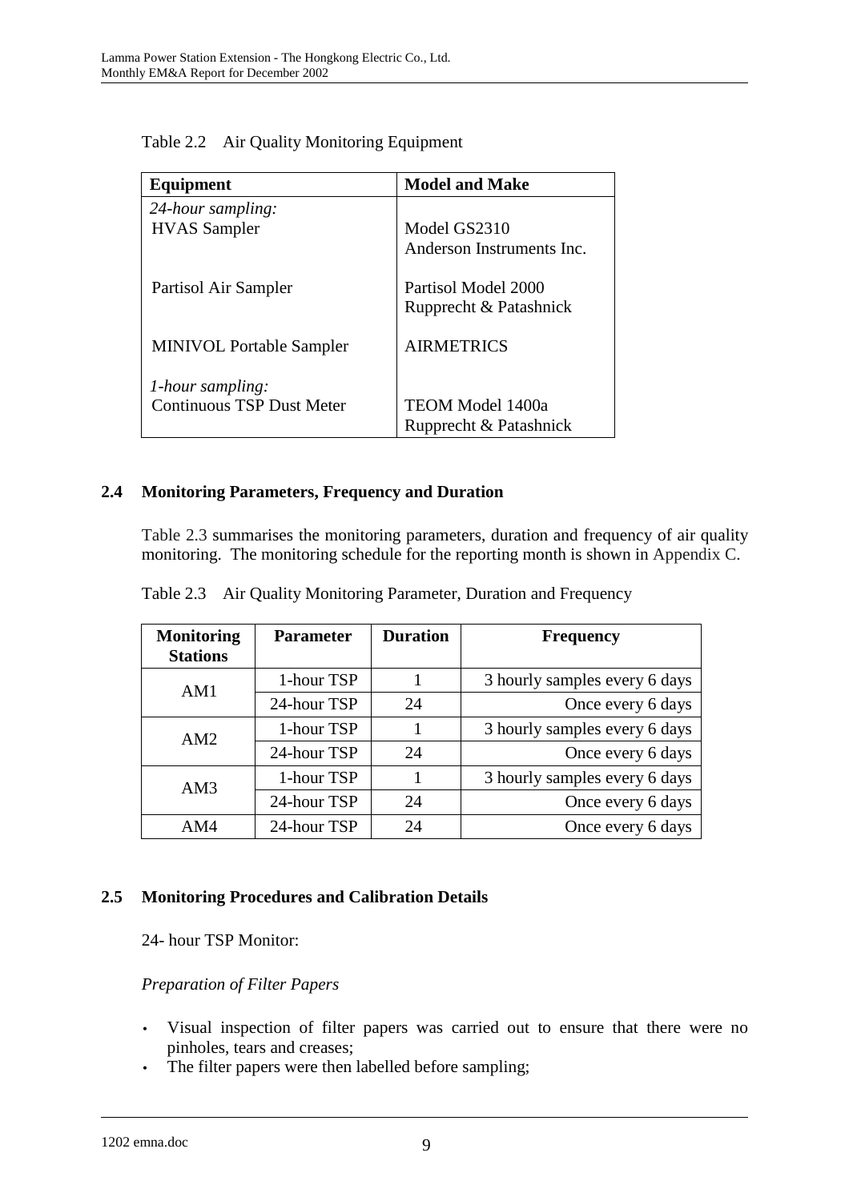Table 2.2 Air Quality Monitoring Equipment

| Equipment | Model and Make |
|---|---|
| *24-hour sampling:* | |
| HVAS Sampler | Model GS2310<br>Anderson Instruments Inc. |
| Partisol Air Sampler | Partisol Model 2000<br>Rupprecht & Patashnick |
| MINIVOL Portable Sampler | AIRMETRICS |
| *1-hour sampling:* | |
| Continuous TSP Dust Meter | TEOM Model 1400a<br>Rupprecht & Patashnick |

## 2.4 Monitoring Parameters, Frequency and Duration

Table 2.3 summarises the monitoring parameters, duration and frequency of air quality monitoring. The monitoring schedule for the reporting month is shown in Appendix C.

Table 2.3 Air Quality Monitoring Parameter, Duration and Frequency

| Monitoring Stations | Parameter | Duration | Frequency |
|---|---|---|---|
| AM1 | 1-hour TSP | 1 | 3 hourly samples every 6 days |
| | 24-hour TSP | 24 | Once every 6 days |
| AM2 | 1-hour TSP | 1 | 3 hourly samples every 6 days |
| | 24-hour TSP | 24 | Once every 6 days |
| AM3 | 1-hour TSP | 1 | 3 hourly samples every 6 days |
| | 24-hour TSP | 24 | Once every 6 days |
| AM4 | 24-hour TSP | 24 | Once every 6 days |

## 2.5 Monitoring Procedures and Calibration Details

24- hour TSP Monitor:

*Preparation of Filter Papers*

- Visual inspection of filter papers was carried out to ensure that there were no pinholes, tears and creases;
- The filter papers were then labelled before sampling;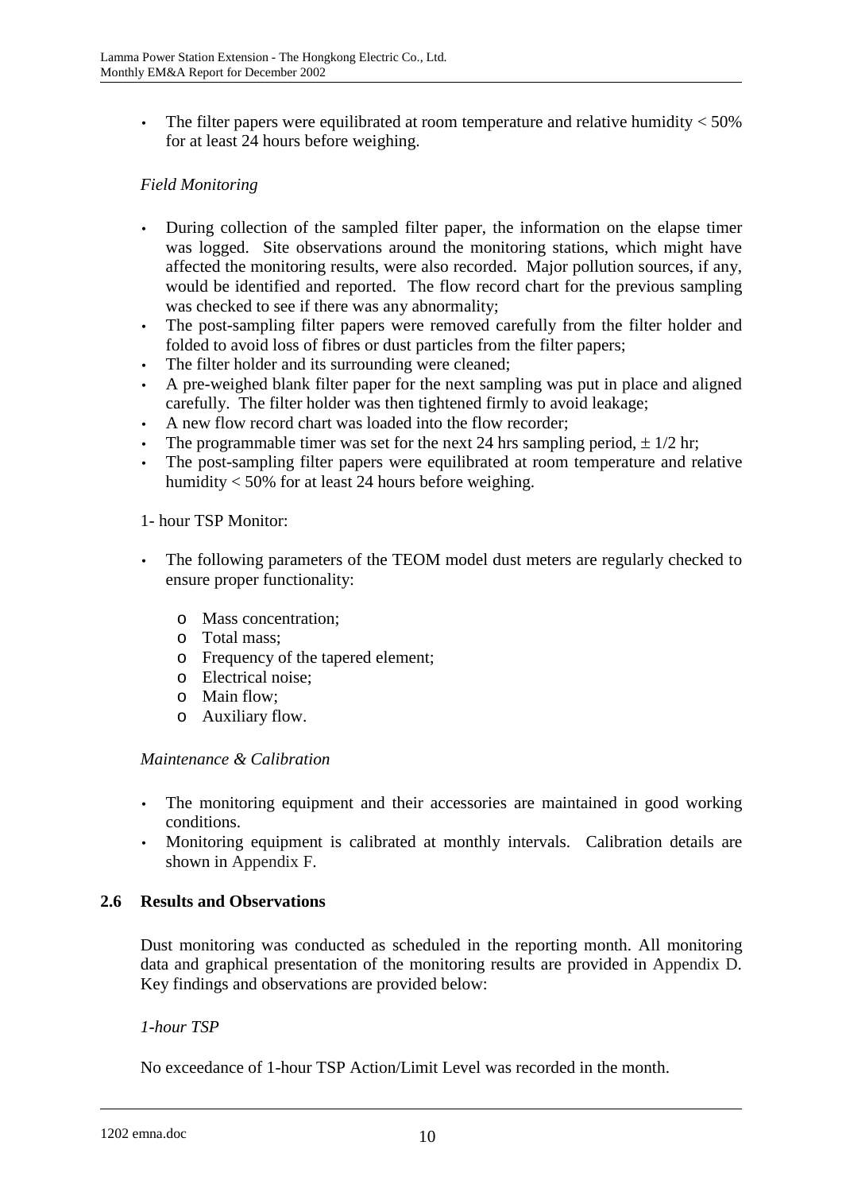- The filter papers were equilibrated at room temperature and relative humidity < 50% for at least 24 hours before weighing.

*Field Monitoring*

- During collection of the sampled filter paper, the information on the elapse timer was logged. Site observations around the monitoring stations, which might have affected the monitoring results, were also recorded. Major pollution sources, if any, would be identified and reported. The flow record chart for the previous sampling was checked to see if there was any abnormality;
- The post-sampling filter papers were removed carefully from the filter holder and folded to avoid loss of fibres or dust particles from the filter papers;
- The filter holder and its surrounding were cleaned;
- A pre-weighed blank filter paper for the next sampling was put in place and aligned carefully. The filter holder was then tightened firmly to avoid leakage;
- A new flow record chart was loaded into the flow recorder;
- The programmable timer was set for the next 24 hrs sampling period, $\pm$ 1/2 hr;
- The post-sampling filter papers were equilibrated at room temperature and relative humidity < 50% for at least 24 hours before weighing.

1- hour TSP Monitor:

- The following parameters of the TEOM model dust meters are regularly checked to ensure proper functionality:
  - Mass concentration;
  - Total mass;
  - Frequency of the tapered element;
  - Electrical noise;
  - Main flow;
  - Auxiliary flow.

*Maintenance & Calibration*

- The monitoring equipment and their accessories are maintained in good working conditions.
- Monitoring equipment is calibrated at monthly intervals. Calibration details are shown in Appendix F.

## 2.6 Results and Observations

Dust monitoring was conducted as scheduled in the reporting month. All monitoring data and graphical presentation of the monitoring results are provided in Appendix D. Key findings and observations are provided below:

*1-hour TSP*

No exceedance of 1-hour TSP Action/Limit Level was recorded in the month.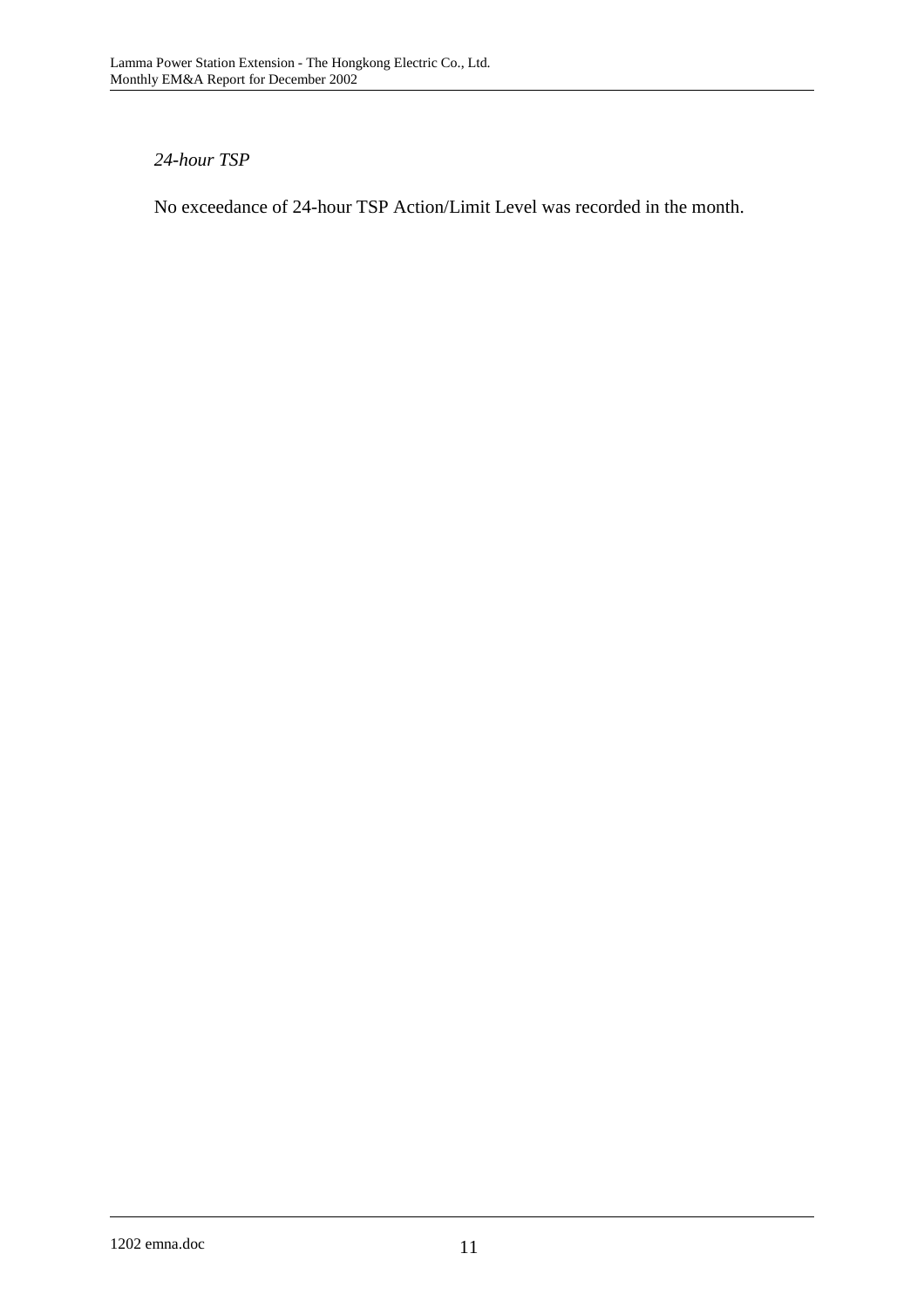*24-hour TSP*

No exceedance of 24-hour TSP Action/Limit Level was recorded in the month.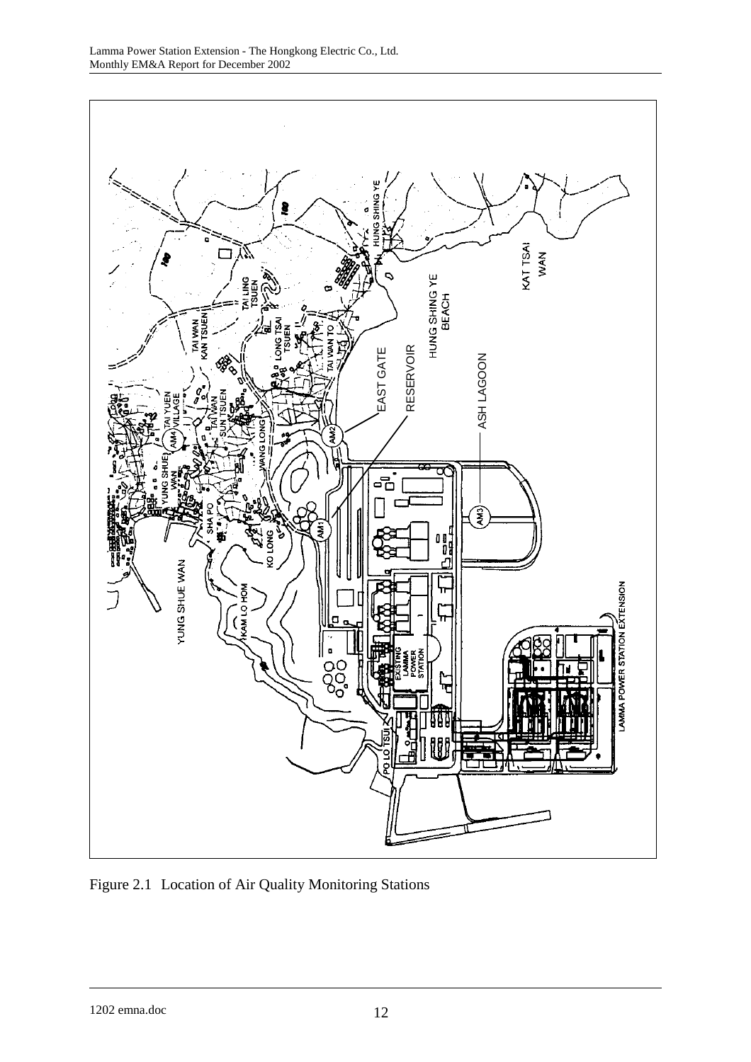YUNG SHUE WAN

KAM LO HOM

KO LONG

SHA PO

YUNG SHUE WAN

TAI YUEN VILLAGE

AM4

TAI WAN SUN TSUEN

TAI WAN KAN TSUEN

TAI LING TSUEN

LONG TSAI TSUEN

TAI WAN TO

WANG LONG

HUNG SHING YE

HUNG SHING YE BEACH

KAT TSAI WAN

EAST GATE

RESERVOIR

ASH LAGOON

AM1

AM2

AM3

EXISTING LAMMA POWER STATION

PO LO TSUI

LAMMA POWER STATION EXTENSION

Figure 2.1 Location of Air Quality Monitoring Stations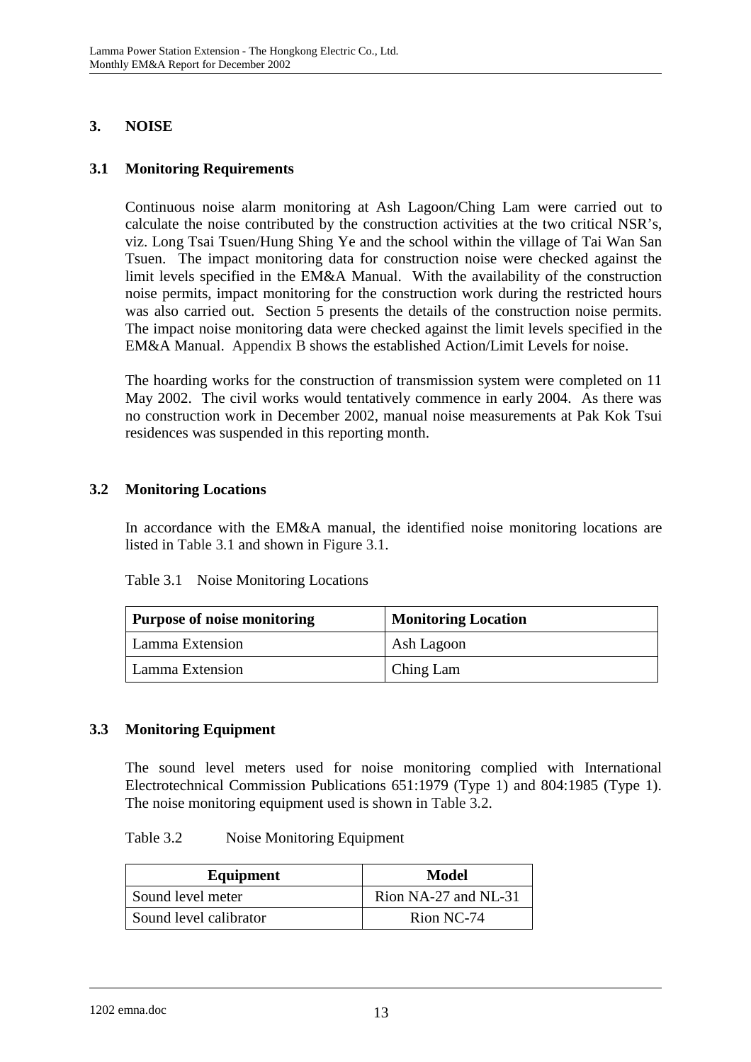## 3. NOISE

### 3.1 Monitoring Requirements

Continuous noise alarm monitoring at Ash Lagoon/Ching Lam were carried out to calculate the noise contributed by the construction activities at the two critical NSR's, viz. Long Tsai Tsuen/Hung Shing Ye and the school within the village of Tai Wan San Tsuen. The impact monitoring data for construction noise were checked against the limit levels specified in the EM&A Manual. With the availability of the construction noise permits, impact monitoring for the construction work during the restricted hours was also carried out. Section 5 presents the details of the construction noise permits. The impact noise monitoring data were checked against the limit levels specified in the EM&A Manual. Appendix B shows the established Action/Limit Levels for noise.

The hoarding works for the construction of transmission system were completed on 11 May 2002. The civil works would tentatively commence in early 2004. As there was no construction work in December 2002, manual noise measurements at Pak Kok Tsui residences was suspended in this reporting month.

### 3.2 Monitoring Locations

In accordance with the EM&A manual, the identified noise monitoring locations are listed in Table 3.1 and shown in Figure 3.1.

Table 3.1 Noise Monitoring Locations

| Purpose of noise monitoring | Monitoring Location |
|---|---|
| Lamma Extension | Ash Lagoon |
| Lamma Extension | Ching Lam |

### 3.3 Monitoring Equipment

The sound level meters used for noise monitoring complied with International Electrotechnical Commission Publications 651:1979 (Type 1) and 804:1985 (Type 1). The noise monitoring equipment used is shown in Table 3.2.

Table 3.2 Noise Monitoring Equipment

| Equipment | Model |
|---|---|
| Sound level meter | Rion NA-27 and NL-31 |
| Sound level calibrator | Rion NC-74 |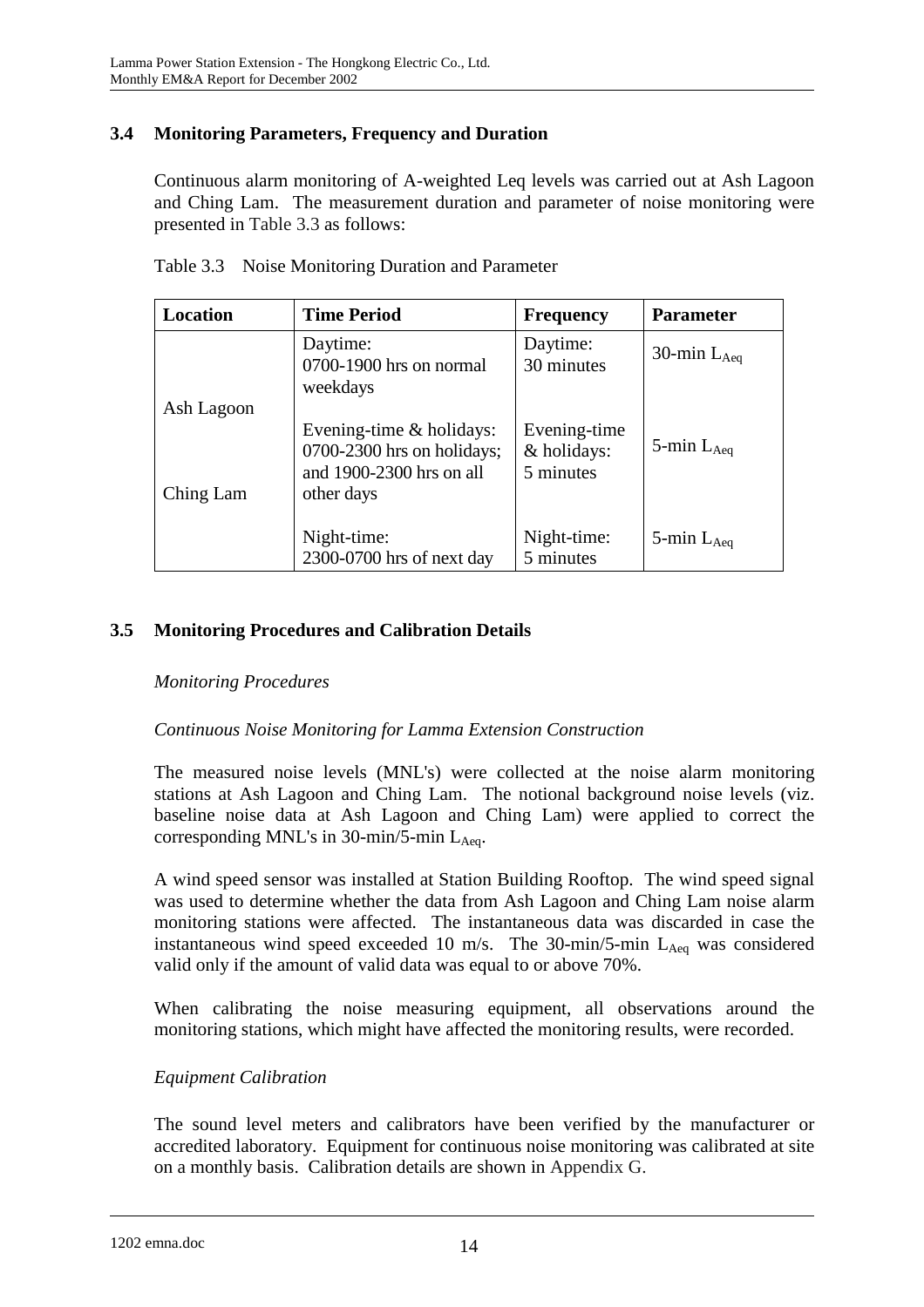## 3.4 Monitoring Parameters, Frequency and Duration

Continuous alarm monitoring of A-weighted Leq levels was carried out at Ash Lagoon and Ching Lam. The measurement duration and parameter of noise monitoring were presented in Table 3.3 as follows:

Table 3.3 Noise Monitoring Duration and Parameter

| Location | Time Period | Frequency | Parameter |
|---|---|---|---|
| Ash Lagoon<br><br>Ching Lam | Daytime:<br>0700-1900 hrs on normal weekdays | Daytime:<br>30 minutes | 30-min $L_{Aeq}$ |
| | Evening-time & holidays:<br>0700-2300 hrs on holidays; and 1900-2300 hrs on all other days | Evening-time & holidays:<br>5 minutes | 5-min $L_{Aeq}$ |
| | Night-time:<br>2300-0700 hrs of next day | Night-time:<br>5 minutes | 5-min $L_{Aeq}$ |

## 3.5 Monitoring Procedures and Calibration Details

*Monitoring Procedures*

*Continuous Noise Monitoring for Lamma Extension Construction*

The measured noise levels (MNL's) were collected at the noise alarm monitoring stations at Ash Lagoon and Ching Lam. The notional background noise levels (viz. baseline noise data at Ash Lagoon and Ching Lam) were applied to correct the corresponding MNL's in 30-min/5-min $L_{Aeq}$.

A wind speed sensor was installed at Station Building Rooftop. The wind speed signal was used to determine whether the data from Ash Lagoon and Ching Lam noise alarm monitoring stations were affected. The instantaneous data was discarded in case the instantaneous wind speed exceeded 10 m/s. The 30-min/5-min $L_{Aeq}$ was considered valid only if the amount of valid data was equal to or above 70%.

When calibrating the noise measuring equipment, all observations around the monitoring stations, which might have affected the monitoring results, were recorded.

*Equipment Calibration*

The sound level meters and calibrators have been verified by the manufacturer or accredited laboratory. Equipment for continuous noise monitoring was calibrated at site on a monthly basis. Calibration details are shown in Appendix G.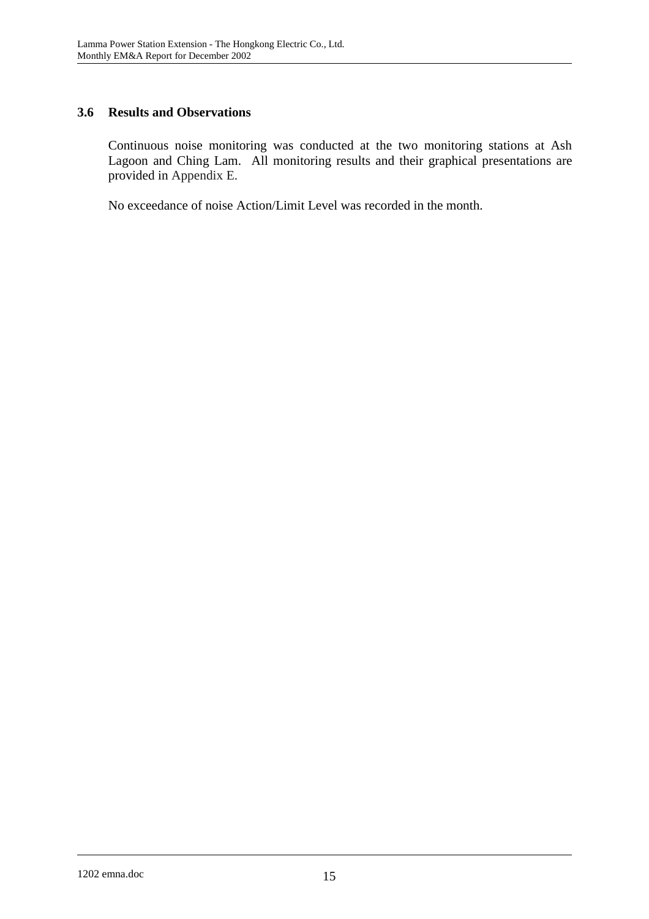### 3.6 Results and Observations

Continuous noise monitoring was conducted at the two monitoring stations at Ash Lagoon and Ching Lam. All monitoring results and their graphical presentations are provided in Appendix E.

No exceedance of noise Action/Limit Level was recorded in the month.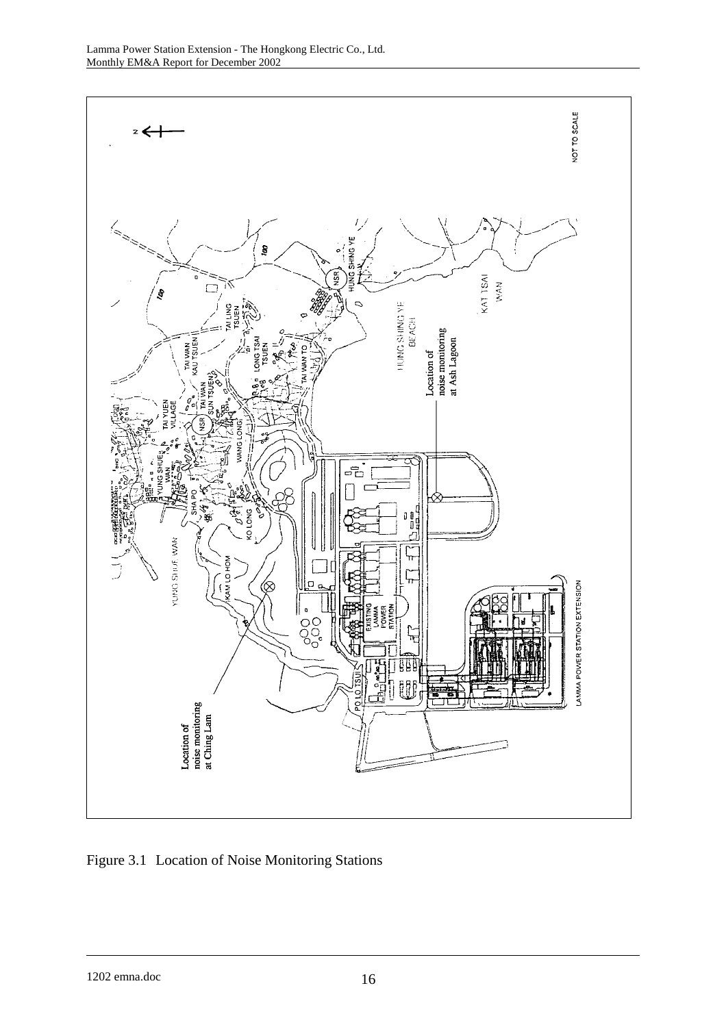NOT TO SCALE

N

HUNG SHING YE

NSR

KAT TSAI WAN

TAI LING TSUEN

HUNG SHING YE BEACH

TAI WAN KAU TSUEN

LONG TSAI TSUEN

TAI WAN TO

Location of noise monitoring at Ash Lagoon

TAI YUEN VILLAGE

NSR

TAI WAN SUN TSUEN

WANG LONG

YUNG SHUE WAN

SHA PO

KO LONG

YUNG SHUE WAN

KAM LO HOM

EXISTING LAMMA POWER STATION

LAMMA POWER STATION EXTENSION

PO LO TSUI

Location of noise monitoring at Ching Lam

Figure 3.1 Location of Noise Monitoring Stations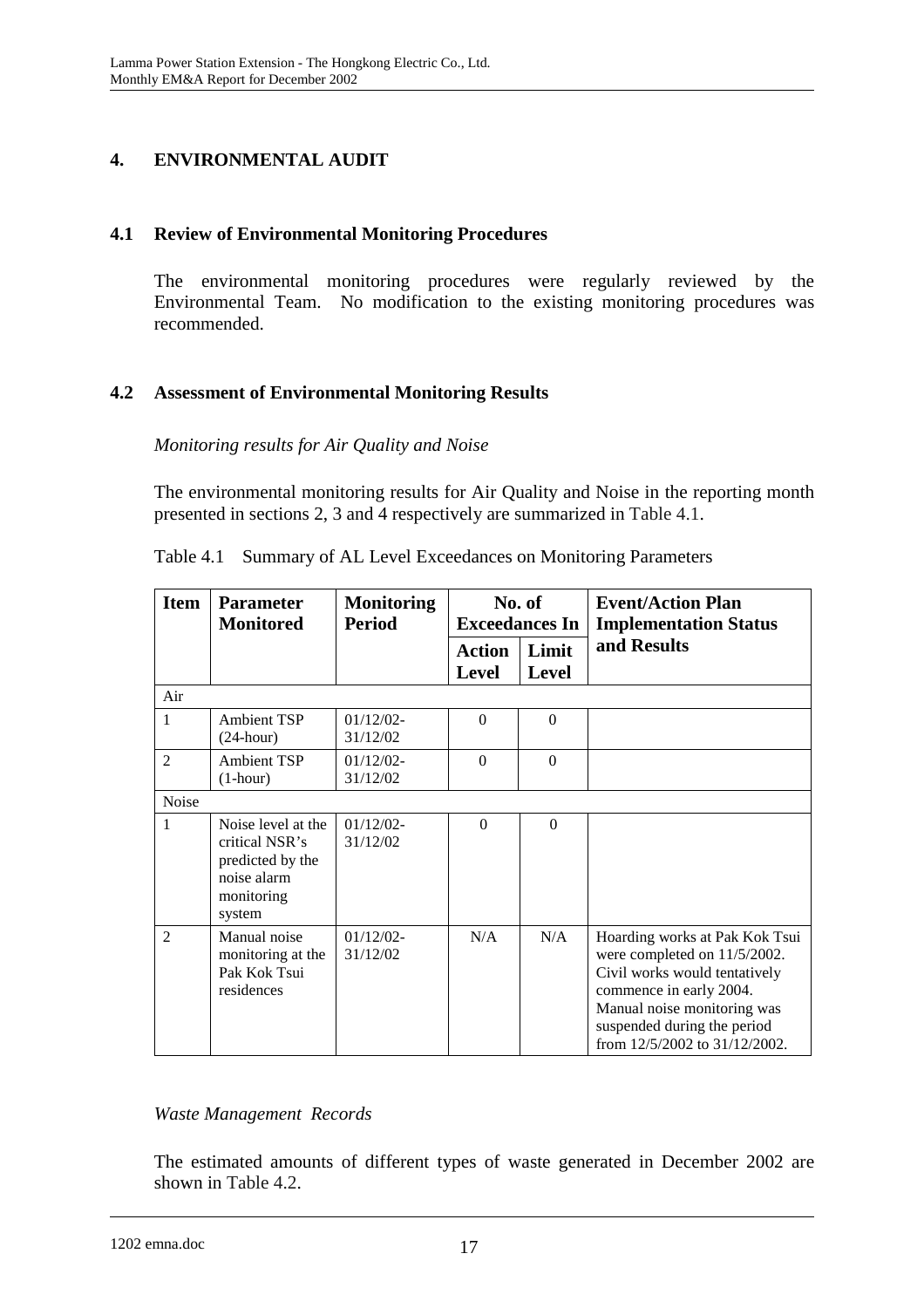## 4. ENVIRONMENTAL AUDIT

### 4.1 Review of Environmental Monitoring Procedures

The environmental monitoring procedures were regularly reviewed by the Environmental Team. No modification to the existing monitoring procedures was recommended.

### 4.2 Assessment of Environmental Monitoring Results

*Monitoring results for Air Quality and Noise*

The environmental monitoring results for Air Quality and Noise in the reporting month presented in sections 2, 3 and 4 respectively are summarized in Table 4.1.

Table 4.1 Summary of AL Level Exceedances on Monitoring Parameters

| Item | Parameter Monitored | Monitoring Period | No. of Exceedances In | | Event/Action Plan Implementation Status and Results |
|---|---|---|---|---|---|
| | | | Action Level | Limit Level | |
| Air | | | | | |
| 1 | Ambient TSP (24-hour) | 01/12/02-31/12/02 | 0 | 0 | |
| 2 | Ambient TSP (1-hour) | 01/12/02-31/12/02 | 0 | 0 | |
| Noise | | | | | |
| 1 | Noise level at the critical NSR's predicted by the noise alarm monitoring system | 01/12/02-31/12/02 | 0 | 0 | |
| 2 | Manual noise monitoring at the Pak Kok Tsui residences | 01/12/02-31/12/02 | N/A | N/A | Hoarding works at Pak Kok Tsui were completed on 11/5/2002. Civil works would tentatively commence in early 2004. Manual noise monitoring was suspended during the period from 12/5/2002 to 31/12/2002. |

*Waste Management Records*

The estimated amounts of different types of waste generated in December 2002 are shown in Table 4.2.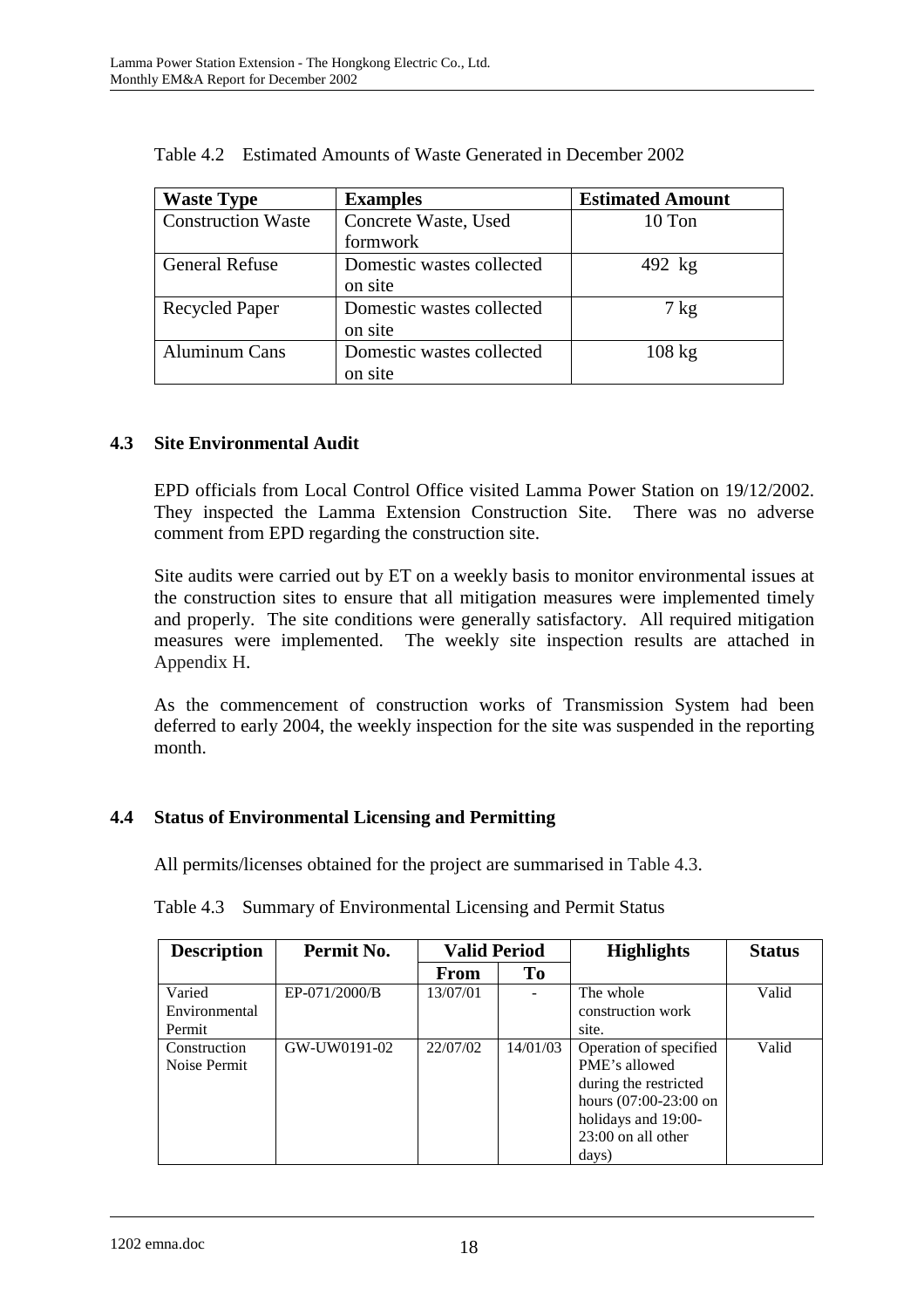Table 4.2 Estimated Amounts of Waste Generated in December 2002

| Waste Type | Examples | Estimated Amount |
|---|---|---|
| Construction Waste | Concrete Waste, Used formwork | 10 Ton |
| General Refuse | Domestic wastes collected on site | 492 kg |
| Recycled Paper | Domestic wastes collected on site | 7 kg |
| Aluminum Cans | Domestic wastes collected on site | 108 kg |

## 4.3 Site Environmental Audit

EPD officials from Local Control Office visited Lamma Power Station on 19/12/2002. They inspected the Lamma Extension Construction Site. There was no adverse comment from EPD regarding the construction site.

Site audits were carried out by ET on a weekly basis to monitor environmental issues at the construction sites to ensure that all mitigation measures were implemented timely and properly. The site conditions were generally satisfactory. All required mitigation measures were implemented. The weekly site inspection results are attached in Appendix H.

As the commencement of construction works of Transmission System had been deferred to early 2004, the weekly inspection for the site was suspended in the reporting month.

## 4.4 Status of Environmental Licensing and Permitting

All permits/licenses obtained for the project are summarised in Table 4.3.

Table 4.3 Summary of Environmental Licensing and Permit Status

| Description | Permit No. | Valid Period | | Highlights | Status |
|---|---|---|---|---|---|
| | | From | To | | |
| Varied Environmental Permit | EP-071/2000/B | 13/07/01 | - | The whole construction work site. | Valid |
| Construction Noise Permit | GW-UW0191-02 | 22/07/02 | 14/01/03 | Operation of specified PME's allowed during the restricted hours (07:00-23:00 on holidays and 19:00-23:00 on all other days) | Valid |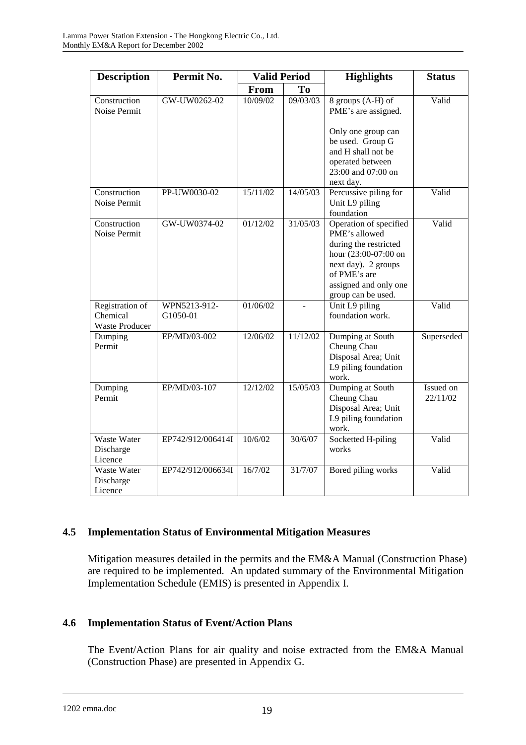| Description | Permit No. | Valid Period | | Highlights | Status |
|---|---|---|---|---|---|
| | | From | To | | |
| Construction Noise Permit | GW-UW0262-02 | 10/09/02 | 09/03/03 | 8 groups (A-H) of PME's are assigned. Only one group can be used. Group G and H shall not be operated between 23:00 and 07:00 on next day. | Valid |
| Construction Noise Permit | PP-UW0030-02 | 15/11/02 | 14/05/03 | Percussive piling for Unit L9 piling foundation | Valid |
| Construction Noise Permit | GW-UW0374-02 | 01/12/02 | 31/05/03 | Operation of specified PME's allowed during the restricted hour (23:00-07:00 on next day). 2 groups of PME's are assigned and only one group can be used. | Valid |
| Registration of Chemical Waste Producer | WPN5213-912-G1050-01 | 01/06/02 | - | Unit L9 piling foundation work. | Valid |
| Dumping Permit | EP/MD/03-002 | 12/06/02 | 11/12/02 | Dumping at South Cheung Chau Disposal Area; Unit L9 piling foundation work. | Superseded |
| Dumping Permit | EP/MD/03-107 | 12/12/02 | 15/05/03 | Dumping at South Cheung Chau Disposal Area; Unit L9 piling foundation work. | Issued on 22/11/02 |
| Waste Water Discharge Licence | EP742/912/006414I | 10/6/02 | 30/6/07 | Socketted H-piling works | Valid |
| Waste Water Discharge Licence | EP742/912/006634I | 16/7/02 | 31/7/07 | Bored piling works | Valid |

## 4.5 Implementation Status of Environmental Mitigation Measures

Mitigation measures detailed in the permits and the EM&A Manual (Construction Phase) are required to be implemented. An updated summary of the Environmental Mitigation Implementation Schedule (EMIS) is presented in Appendix I.

## 4.6 Implementation Status of Event/Action Plans

The Event/Action Plans for air quality and noise extracted from the EM&A Manual (Construction Phase) are presented in Appendix G.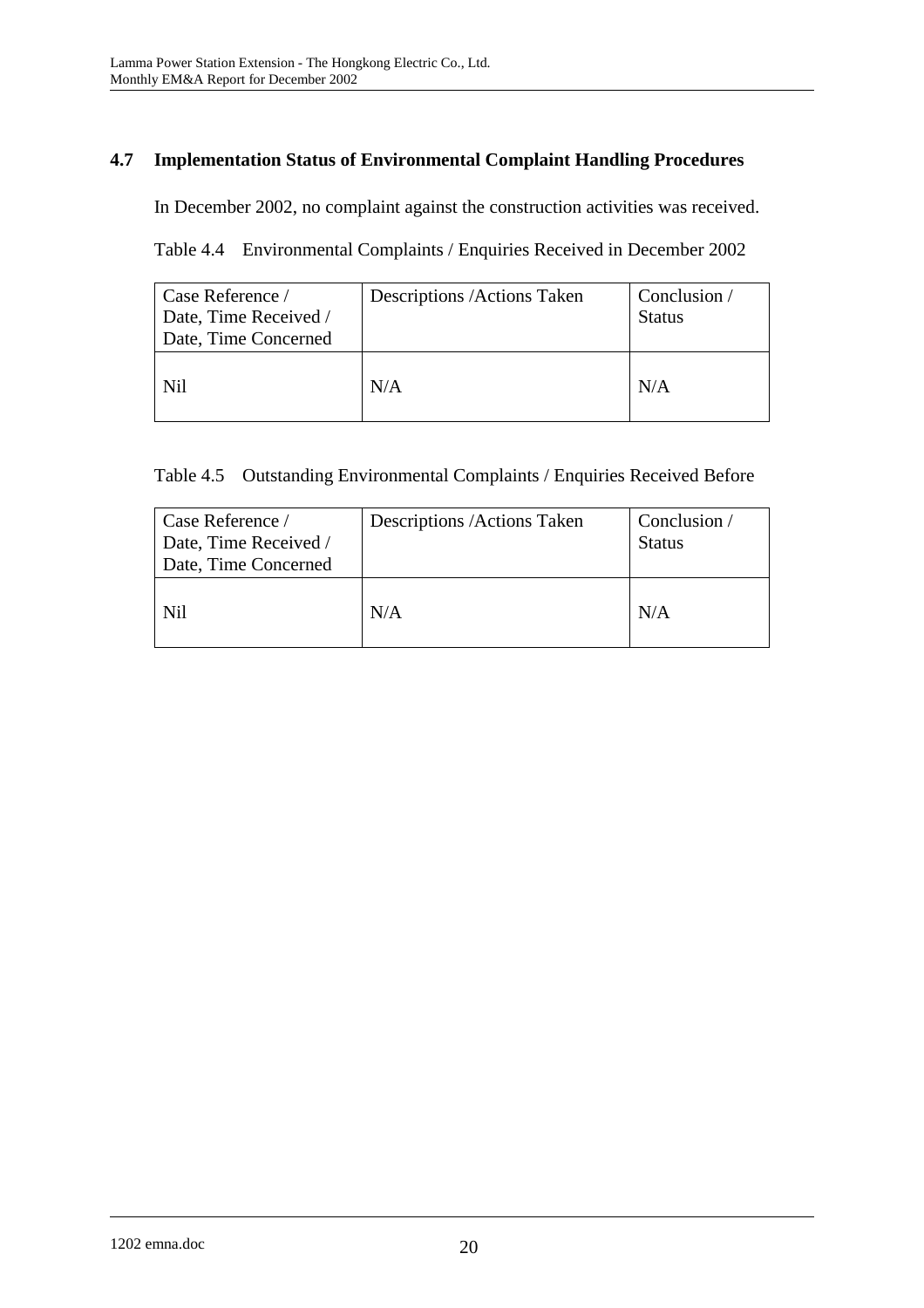## 4.7 Implementation Status of Environmental Complaint Handling Procedures

In December 2002, no complaint against the construction activities was received.

Table 4.4 Environmental Complaints / Enquiries Received in December 2002

| Case Reference / Date, Time Received / Date, Time Concerned | Descriptions /Actions Taken | Conclusion / Status |
|---|---|---|
| Nil | N/A | N/A |

Table 4.5 Outstanding Environmental Complaints / Enquiries Received Before

| Case Reference / Date, Time Received / Date, Time Concerned | Descriptions /Actions Taken | Conclusion / Status |
|---|---|---|
| Nil | N/A | N/A |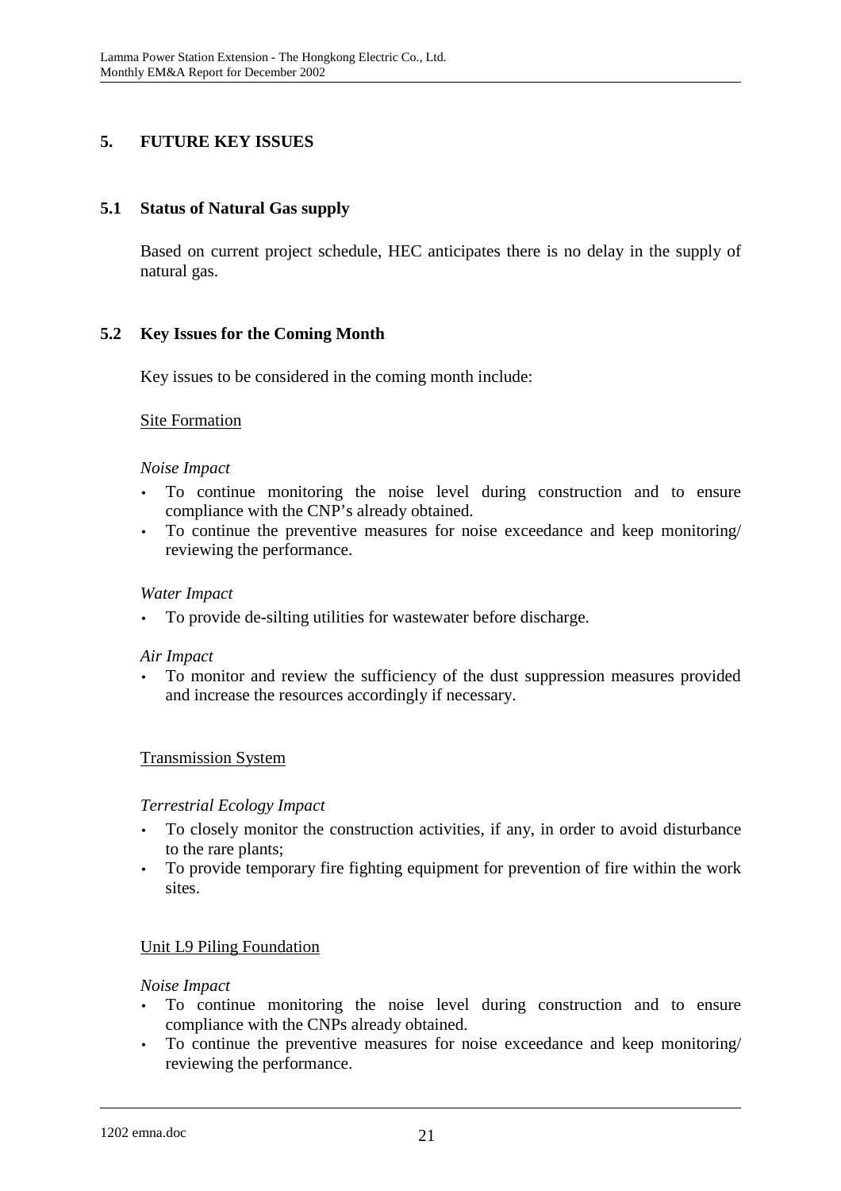## 5. FUTURE KEY ISSUES

### 5.1 Status of Natural Gas supply

Based on current project schedule, HEC anticipates there is no delay in the supply of natural gas.

### 5.2 Key Issues for the Coming Month

Key issues to be considered in the coming month include:

Site Formation

*Noise Impact*

- To continue monitoring the noise level during construction and to ensure compliance with the CNP's already obtained.
- To continue the preventive measures for noise exceedance and keep monitoring/ reviewing the performance.

*Water Impact*

- To provide de-silting utilities for wastewater before discharge.

*Air Impact*

- To monitor and review the sufficiency of the dust suppression measures provided and increase the resources accordingly if necessary.

Transmission System

*Terrestrial Ecology Impact*

- To closely monitor the construction activities, if any, in order to avoid disturbance to the rare plants;
- To provide temporary fire fighting equipment for prevention of fire within the work sites.

Unit L9 Piling Foundation

*Noise Impact*

- To continue monitoring the noise level during construction and to ensure compliance with the CNPs already obtained.
- To continue the preventive measures for noise exceedance and keep monitoring/ reviewing the performance.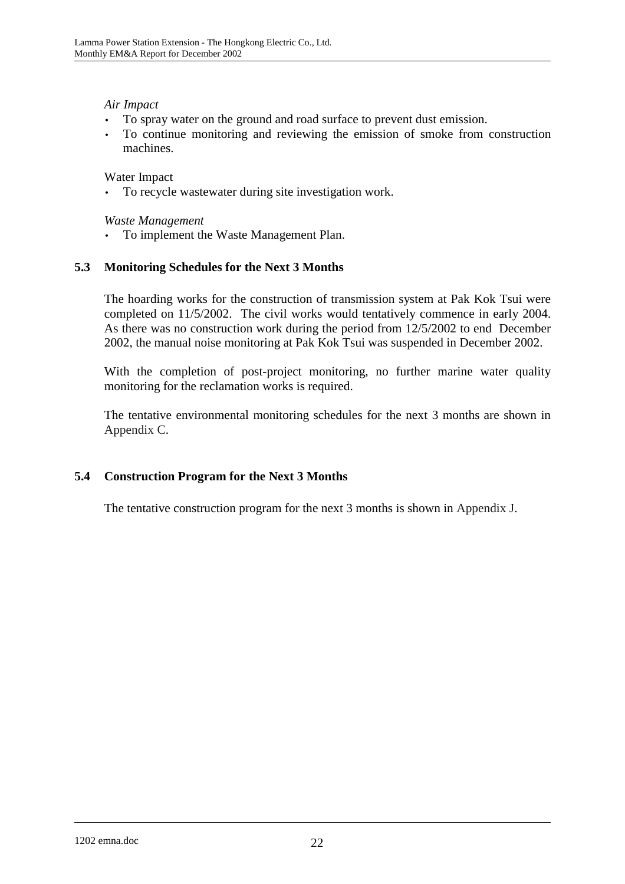*Air Impact*

- To spray water on the ground and road surface to prevent dust emission.
- To continue monitoring and reviewing the emission of smoke from construction machines.

Water Impact

- To recycle wastewater during site investigation work.

*Waste Management*

- To implement the Waste Management Plan.

## 5.3 Monitoring Schedules for the Next 3 Months

The hoarding works for the construction of transmission system at Pak Kok Tsui were completed on 11/5/2002. The civil works would tentatively commence in early 2004. As there was no construction work during the period from 12/5/2002 to end December 2002, the manual noise monitoring at Pak Kok Tsui was suspended in December 2002.

With the completion of post-project monitoring, no further marine water quality monitoring for the reclamation works is required.

The tentative environmental monitoring schedules for the next 3 months are shown in Appendix C.

## 5.4 Construction Program for the Next 3 Months

The tentative construction program for the next 3 months is shown in Appendix J.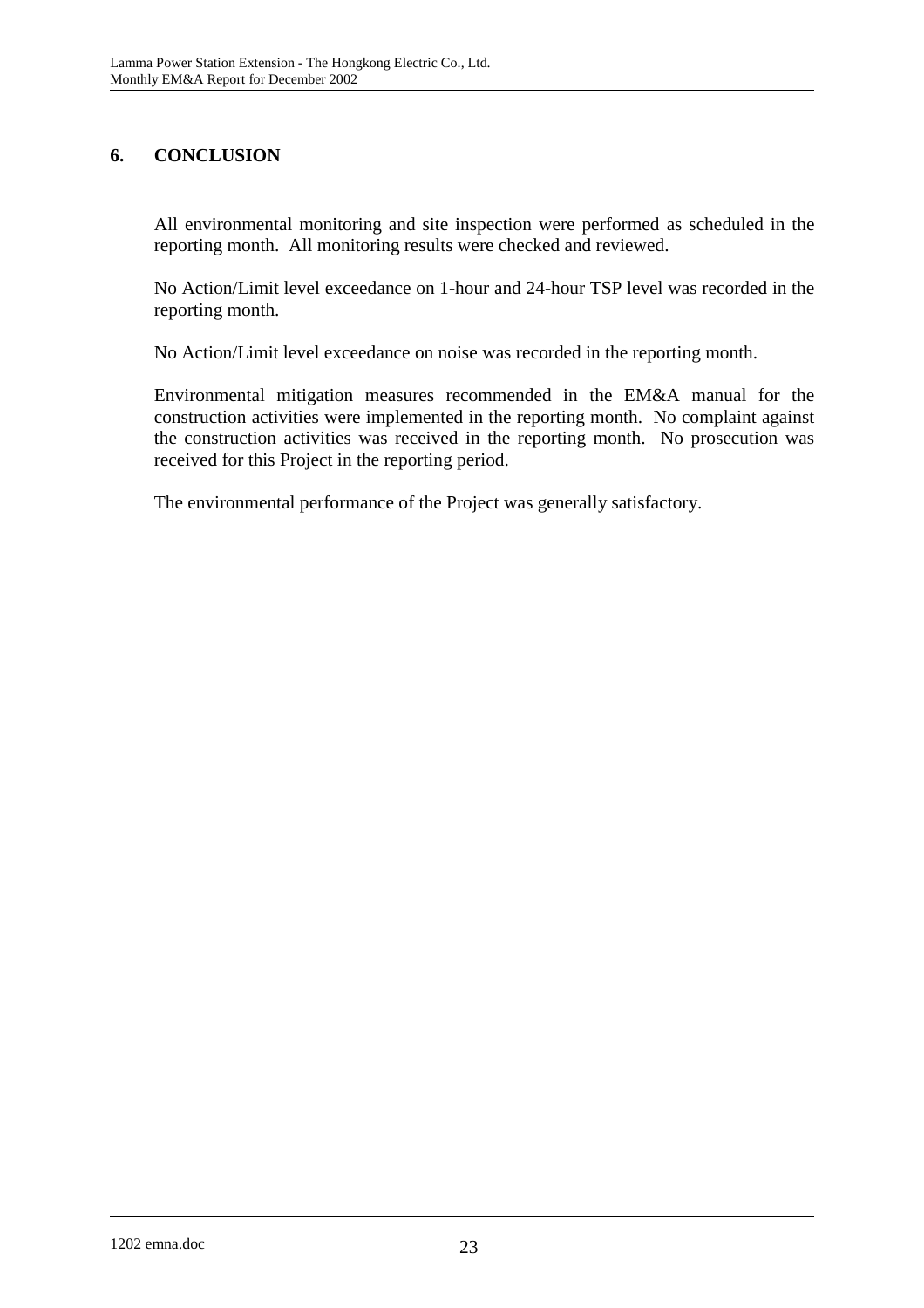## 6. CONCLUSION

All environmental monitoring and site inspection were performed as scheduled in the reporting month. All monitoring results were checked and reviewed.

No Action/Limit level exceedance on 1-hour and 24-hour TSP level was recorded in the reporting month.

No Action/Limit level exceedance on noise was recorded in the reporting month.

Environmental mitigation measures recommended in the EM&A manual for the construction activities were implemented in the reporting month. No complaint against the construction activities was received in the reporting month. No prosecution was received for this Project in the reporting period.

The environmental performance of the Project was generally satisfactory.